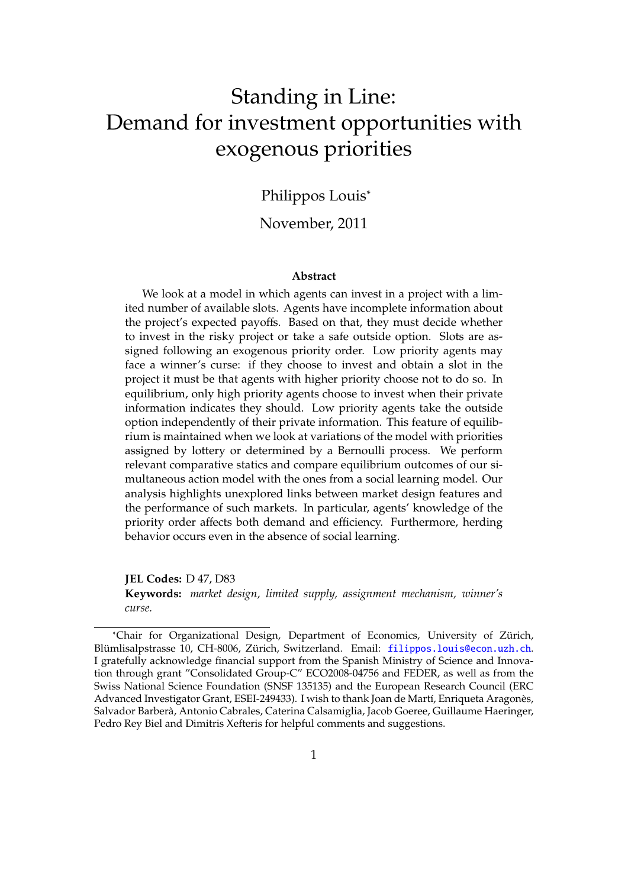# Standing in Line: Demand for investment opportunities with exogenous priorities

Philippos Louis*

November, 2011

### Abstract

We look at a model in which agents can invest in a project with a limited number of available slots. Agents have incomplete information about the project's expected payoffs. Based on that, they must decide whether to invest in the risky project or take a safe outside option. Slots are assigned following an exogenous priority order. Low priority agents may face a winner's curse: if they choose to invest and obtain a slot in the project it must be that agents with higher priority choose not to do so. In equilibrium, only high priority agents choose to invest when their private information indicates they should. Low priority agents take the outside option independently of their private information. This feature of equilibrium is maintained when we look at variations of the model with priorities assigned by lottery or determined by a Bernoulli process. We perform relevant comparative statics and compare equilibrium outcomes of our simultaneous action model with the ones from a social learning model. Our analysis highlights unexplored links between market design features and the performance of such markets. In particular, agents' knowledge of the priority order affects both demand and efficiency. Furthermore, herding behavior occurs even in the absence of social learning.

**JEL Codes:** D 47, D83

**Keywords:** *market design, limited supply, assignment mechanism, winner's curse.*

---

*Chair for Organizational Design, Department of Economics, University of Zürich, Blümlisalpstrasse 10, CH-8006, Zürich, Switzerland. Email: filippos.louis@econ.uzh.ch. I gratefully acknowledge financial support from the Spanish Ministry of Science and Innovation through grant "Consolidated Group-C" ECO2008-04756 and FEDER, as well as from the Swiss National Science Foundation (SNSF 135135) and the European Research Council (ERC Advanced Investigator Grant, ESEI-249433). I wish to thank Joan de Martí, Enriqueta Aragonès, Salvador Barberà, Antonio Cabrales, Caterina Calsamiglia, Jacob Goeree, Guillaume Haeringer, Pedro Rey Biel and Dimitris Xefteris for helpful comments and suggestions.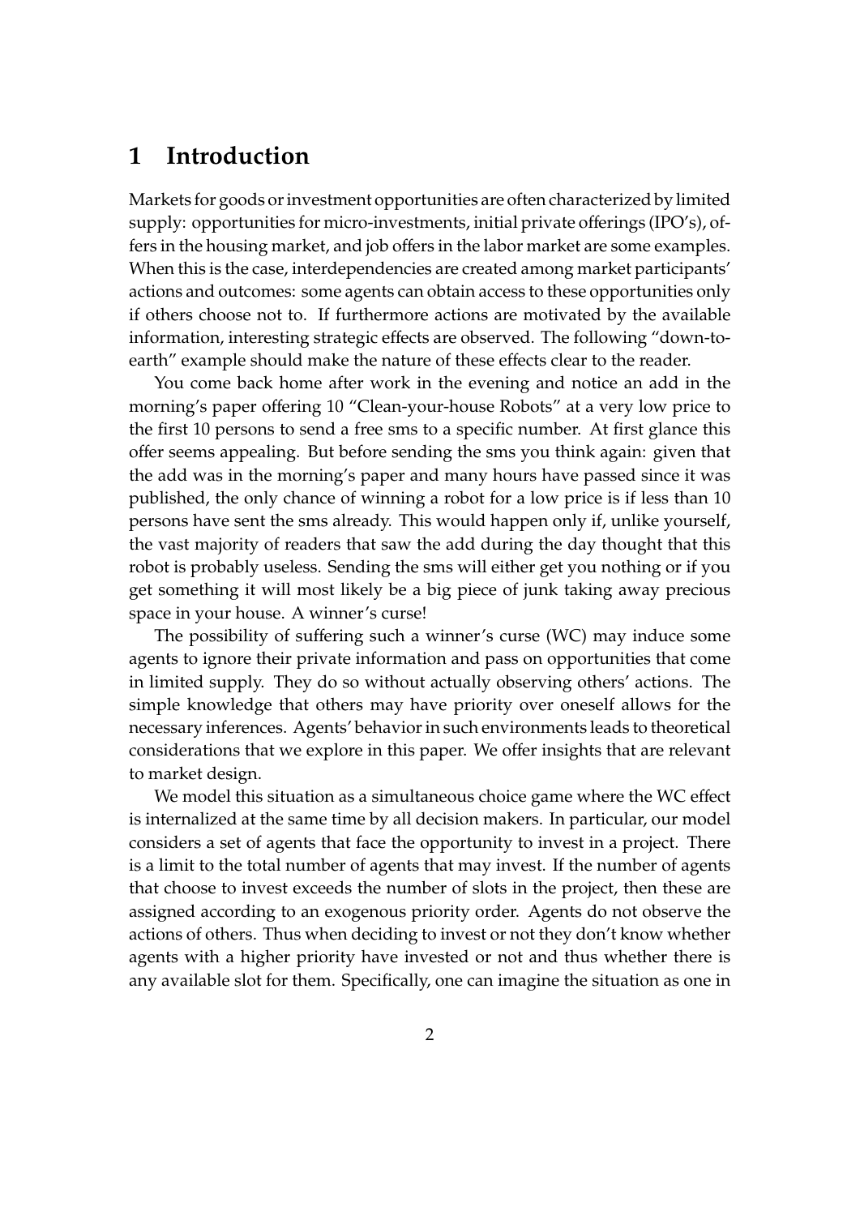# 1 Introduction

Markets for goods or investment opportunities are often characterized by limited supply: opportunities for micro-investments, initial private offerings (IPO's), offers in the housing market, and job offers in the labor market are some examples. When this is the case, interdependencies are created among market participants' actions and outcomes: some agents can obtain access to these opportunities only if others choose not to. If furthermore actions are motivated by the available information, interesting strategic effects are observed. The following "down-to-earth" example should make the nature of these effects clear to the reader.

You come back home after work in the evening and notice an add in the morning's paper offering 10 "Clean-your-house Robots" at a very low price to the first 10 persons to send a free sms to a specific number. At first glance this offer seems appealing. But before sending the sms you think again: given that the add was in the morning's paper and many hours have passed since it was published, the only chance of winning a robot for a low price is if less than 10 persons have sent the sms already. This would happen only if, unlike yourself, the vast majority of readers that saw the add during the day thought that this robot is probably useless. Sending the sms will either get you nothing or if you get something it will most likely be a big piece of junk taking away precious space in your house. A winner's curse!

The possibility of suffering such a winner's curse (WC) may induce some agents to ignore their private information and pass on opportunities that come in limited supply. They do so without actually observing others' actions. The simple knowledge that others may have priority over oneself allows for the necessary inferences. Agents' behavior in such environments leads to theoretical considerations that we explore in this paper. We offer insights that are relevant to market design.

We model this situation as a simultaneous choice game where the WC effect is internalized at the same time by all decision makers. In particular, our model considers a set of agents that face the opportunity to invest in a project. There is a limit to the total number of agents that may invest. If the number of agents that choose to invest exceeds the number of slots in the project, then these are assigned according to an exogenous priority order. Agents do not observe the actions of others. Thus when deciding to invest or not they don't know whether agents with a higher priority have invested or not and thus whether there is any available slot for them. Specifically, one can imagine the situation as one in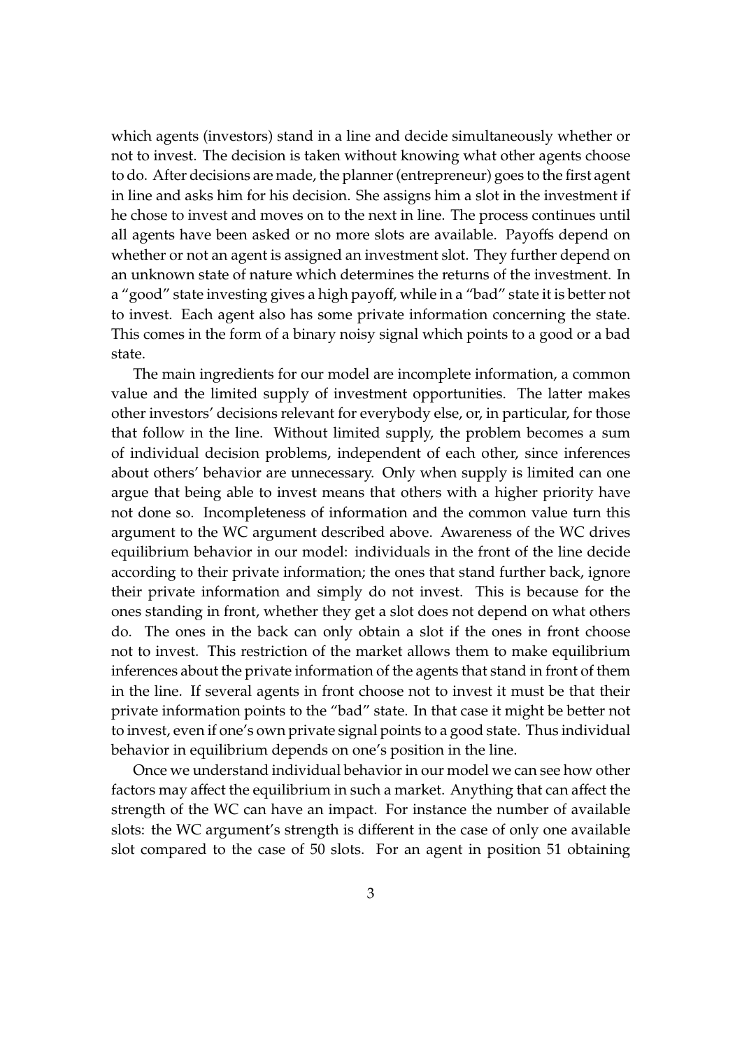which agents (investors) stand in a line and decide simultaneously whether or not to invest. The decision is taken without knowing what other agents choose to do. After decisions are made, the planner (entrepreneur) goes to the first agent in line and asks him for his decision. She assigns him a slot in the investment if he chose to invest and moves on to the next in line. The process continues until all agents have been asked or no more slots are available. Payoffs depend on whether or not an agent is assigned an investment slot. They further depend on an unknown state of nature which determines the returns of the investment. In a "good" state investing gives a high payoff, while in a "bad" state it is better not to invest. Each agent also has some private information concerning the state. This comes in the form of a binary noisy signal which points to a good or a bad state.

The main ingredients for our model are incomplete information, a common value and the limited supply of investment opportunities. The latter makes other investors' decisions relevant for everybody else, or, in particular, for those that follow in the line. Without limited supply, the problem becomes a sum of individual decision problems, independent of each other, since inferences about others' behavior are unnecessary. Only when supply is limited can one argue that being able to invest means that others with a higher priority have not done so. Incompleteness of information and the common value turn this argument to the WC argument described above. Awareness of the WC drives equilibrium behavior in our model: individuals in the front of the line decide according to their private information; the ones that stand further back, ignore their private information and simply do not invest. This is because for the ones standing in front, whether they get a slot does not depend on what others do. The ones in the back can only obtain a slot if the ones in front choose not to invest. This restriction of the market allows them to make equilibrium inferences about the private information of the agents that stand in front of them in the line. If several agents in front choose not to invest it must be that their private information points to the "bad" state. In that case it might be better not to invest, even if one's own private signal points to a good state. Thus individual behavior in equilibrium depends on one's position in the line.

Once we understand individual behavior in our model we can see how other factors may affect the equilibrium in such a market. Anything that can affect the strength of the WC can have an impact. For instance the number of available slots: the WC argument's strength is different in the case of only one available slot compared to the case of 50 slots. For an agent in position 51 obtaining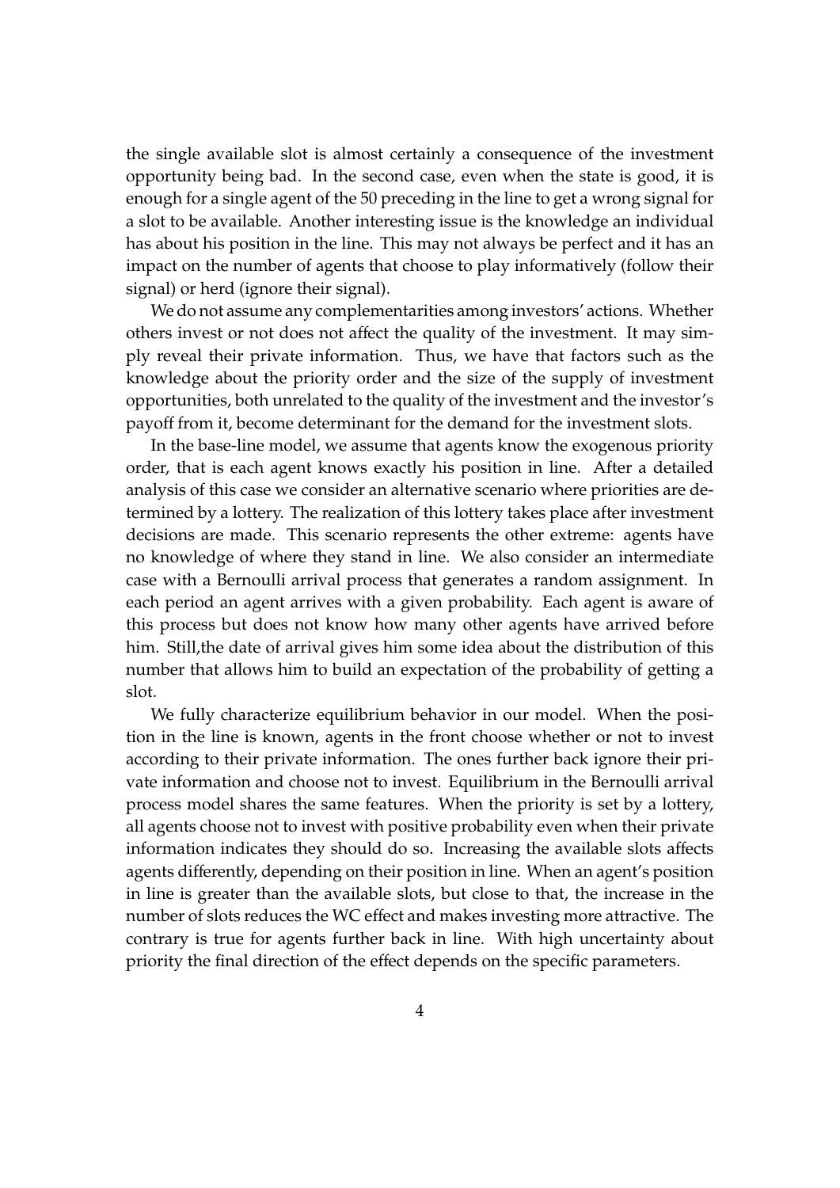the single available slot is almost certainly a consequence of the investment opportunity being bad. In the second case, even when the state is good, it is enough for a single agent of the 50 preceding in the line to get a wrong signal for a slot to be available. Another interesting issue is the knowledge an individual has about his position in the line. This may not always be perfect and it has an impact on the number of agents that choose to play informatively (follow their signal) or herd (ignore their signal).

We do not assume any complementarities among investors' actions. Whether others invest or not does not affect the quality of the investment. It may simply reveal their private information. Thus, we have that factors such as the knowledge about the priority order and the size of the supply of investment opportunities, both unrelated to the quality of the investment and the investor's payoff from it, become determinant for the demand for the investment slots.

In the base-line model, we assume that agents know the exogenous priority order, that is each agent knows exactly his position in line. After a detailed analysis of this case we consider an alternative scenario where priorities are determined by a lottery. The realization of this lottery takes place after investment decisions are made. This scenario represents the other extreme: agents have no knowledge of where they stand in line. We also consider an intermediate case with a Bernoulli arrival process that generates a random assignment. In each period an agent arrives with a given probability. Each agent is aware of this process but does not know how many other agents have arrived before him. Still,the date of arrival gives him some idea about the distribution of this number that allows him to build an expectation of the probability of getting a slot.

We fully characterize equilibrium behavior in our model. When the position in the line is known, agents in the front choose whether or not to invest according to their private information. The ones further back ignore their private information and choose not to invest. Equilibrium in the Bernoulli arrival process model shares the same features. When the priority is set by a lottery, all agents choose not to invest with positive probability even when their private information indicates they should do so. Increasing the available slots affects agents differently, depending on their position in line. When an agent's position in line is greater than the available slots, but close to that, the increase in the number of slots reduces the WC effect and makes investing more attractive. The contrary is true for agents further back in line. With high uncertainty about priority the final direction of the effect depends on the specific parameters.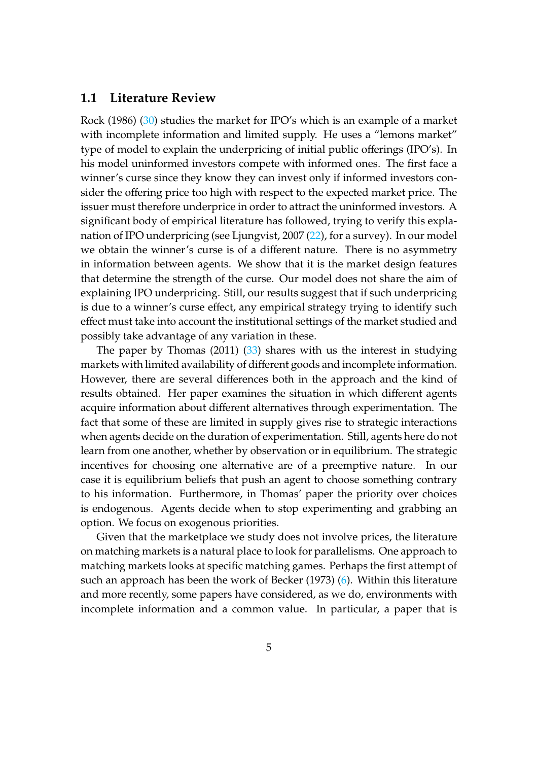## 1.1 Literature Review

Rock (1986) (30) studies the market for IPO's which is an example of a market with incomplete information and limited supply. He uses a "lemons market" type of model to explain the underpricing of initial public offerings (IPO's). In his model uninformed investors compete with informed ones. The first face a winner's curse since they know they can invest only if informed investors consider the offering price too high with respect to the expected market price. The issuer must therefore underprice in order to attract the uninformed investors. A significant body of empirical literature has followed, trying to verify this explanation of IPO underpricing (see Ljungqvist, 2007 (22), for a survey). In our model we obtain the winner's curse is of a different nature. There is no asymmetry in information between agents. We show that it is the market design features that determine the strength of the curse. Our model does not share the aim of explaining IPO underpricing. Still, our results suggest that if such underpricing is due to a winner's curse effect, any empirical strategy trying to identify such effect must take into account the institutional settings of the market studied and possibly take advantage of any variation in these.

The paper by Thomas (2011) (33) shares with us the interest in studying markets with limited availability of different goods and incomplete information. However, there are several differences both in the approach and the kind of results obtained. Her paper examines the situation in which different agents acquire information about different alternatives through experimentation. The fact that some of these are limited in supply gives rise to strategic interactions when agents decide on the duration of experimentation. Still, agents here do not learn from one another, whether by observation or in equilibrium. The strategic incentives for choosing one alternative are of a preemptive nature. In our case it is equilibrium beliefs that push an agent to choose something contrary to his information. Furthermore, in Thomas' paper the priority over choices is endogenous. Agents decide when to stop experimenting and grabbing an option. We focus on exogenous priorities.

Given that the marketplace we study does not involve prices, the literature on matching markets is a natural place to look for parallelisms. One approach to matching markets looks at specific matching games. Perhaps the first attempt of such an approach has been the work of Becker (1973) (6). Within this literature and more recently, some papers have considered, as we do, environments with incomplete information and a common value. In particular, a paper that is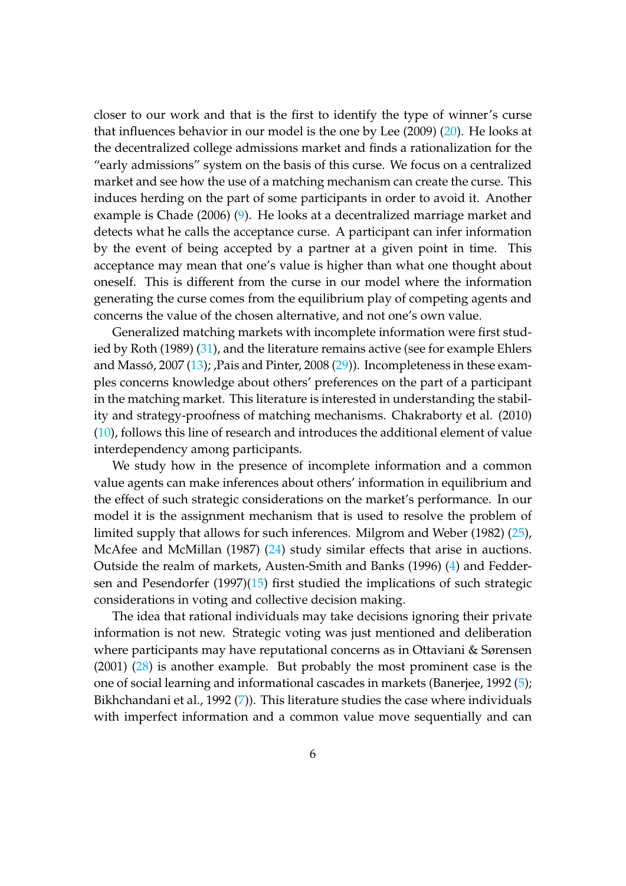closer to our work and that is the first to identify the type of winner's curse that influences behavior in our model is the one by Lee (2009) (20). He looks at the decentralized college admissions market and finds a rationalization for the "early admissions" system on the basis of this curse. We focus on a centralized market and see how the use of a matching mechanism can create the curse. This induces herding on the part of some participants in order to avoid it. Another example is Chade (2006) (9). He looks at a decentralized marriage market and detects what he calls the acceptance curse. A participant can infer information by the event of being accepted by a partner at a given point in time. This acceptance may mean that one's value is higher than what one thought about oneself. This is different from the curse in our model where the information generating the curse comes from the equilibrium play of competing agents and concerns the value of the chosen alternative, and not one's own value.

Generalized matching markets with incomplete information were first studied by Roth (1989) (31), and the literature remains active (see for example Ehlers and Massó, 2007 (13); ,Pais and Pinter, 2008 (29)). Incompleteness in these examples concerns knowledge about others' preferences on the part of a participant in the matching market. This literature is interested in understanding the stability and strategy-proofness of matching mechanisms. Chakraborty et al. (2010) (10), follows this line of research and introduces the additional element of value interdependency among participants.

We study how in the presence of incomplete information and a common value agents can make inferences about others' information in equilibrium and the effect of such strategic considerations on the market's performance. In our model it is the assignment mechanism that is used to resolve the problem of limited supply that allows for such inferences. Milgrom and Weber (1982) (25), McAfee and McMillan (1987) (24) study similar effects that arise in auctions. Outside the realm of markets, Austen-Smith and Banks (1996) (4) and Feddersen and Pesendorfer (1997)(15) first studied the implications of such strategic considerations in voting and collective decision making.

The idea that rational individuals may take decisions ignoring their private information is not new. Strategic voting was just mentioned and deliberation where participants may have reputational concerns as in Ottaviani & Sørensen (2001) (28) is another example. But probably the most prominent case is the one of social learning and informational cascades in markets (Banerjee, 1992 (5); Bikhchandani et al., 1992 (7)). This literature studies the case where individuals with imperfect information and a common value move sequentially and can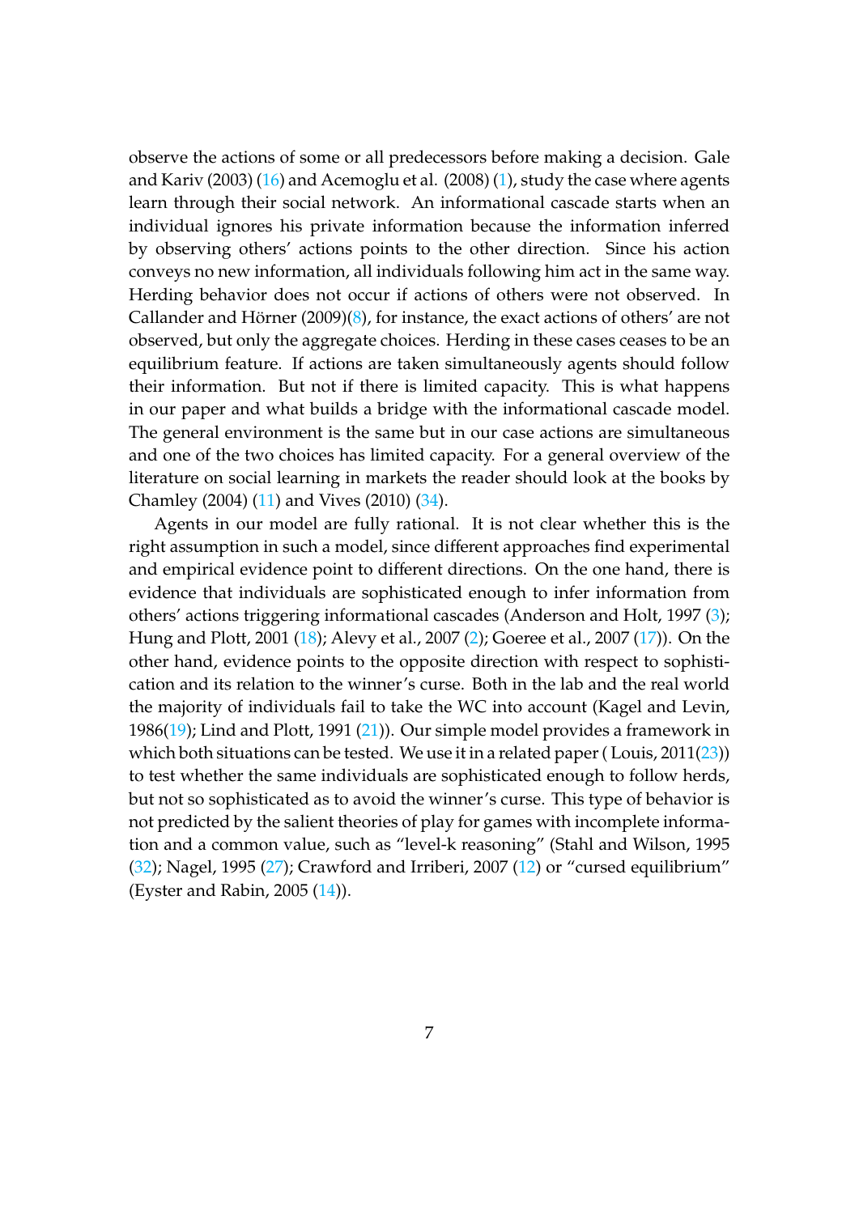observe the actions of some or all predecessors before making a decision. Gale and Kariv (2003) (16) and Acemoglu et al. (2008) (1), study the case where agents learn through their social network. An informational cascade starts when an individual ignores his private information because the information inferred by observing others' actions points to the other direction. Since his action conveys no new information, all individuals following him act in the same way. Herding behavior does not occur if actions of others were not observed. In Callander and Hörner (2009)(8), for instance, the exact actions of others' are not observed, but only the aggregate choices. Herding in these cases ceases to be an equilibrium feature. If actions are taken simultaneously agents should follow their information. But not if there is limited capacity. This is what happens in our paper and what builds a bridge with the informational cascade model. The general environment is the same but in our case actions are simultaneous and one of the two choices has limited capacity. For a general overview of the literature on social learning in markets the reader should look at the books by Chamley (2004) (11) and Vives (2010) (34).

Agents in our model are fully rational. It is not clear whether this is the right assumption in such a model, since different approaches find experimental and empirical evidence point to different directions. On the one hand, there is evidence that individuals are sophisticated enough to infer information from others' actions triggering informational cascades (Anderson and Holt, 1997 (3); Hung and Plott, 2001 (18); Alevy et al., 2007 (2); Goeree et al., 2007 (17)). On the other hand, evidence points to the opposite direction with respect to sophistication and its relation to the winner's curse. Both in the lab and the real world the majority of individuals fail to take the WC into account (Kagel and Levin, 1986(19); Lind and Plott, 1991 (21)). Our simple model provides a framework in which both situations can be tested. We use it in a related paper ( Louis, 2011(23)) to test whether the same individuals are sophisticated enough to follow herds, but not so sophisticated as to avoid the winner's curse. This type of behavior is not predicted by the salient theories of play for games with incomplete information and a common value, such as "level-k reasoning" (Stahl and Wilson, 1995 (32); Nagel, 1995 (27); Crawford and Irriberi, 2007 (12) or "cursed equilibrium" (Eyster and Rabin, 2005 (14)).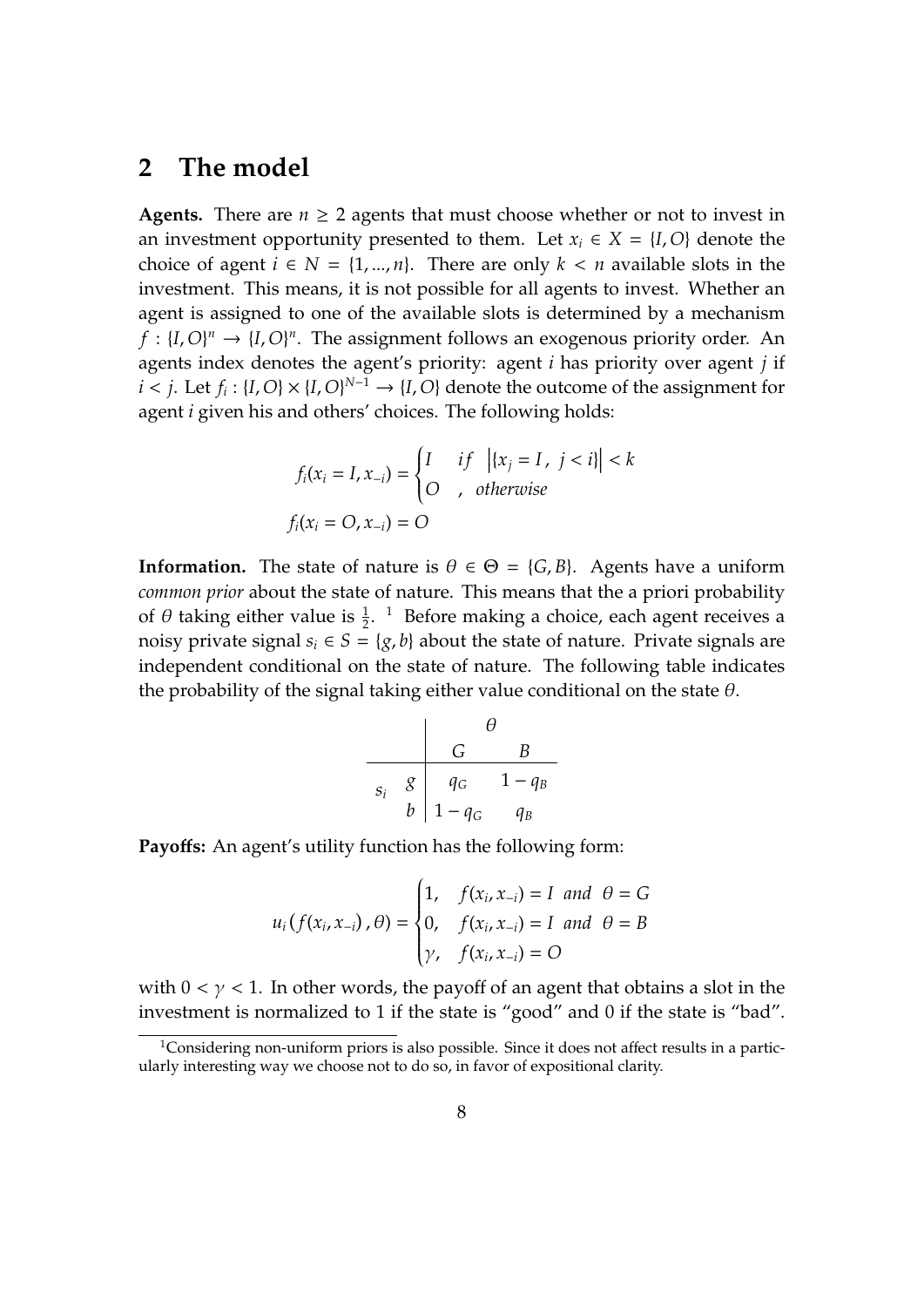## 2 The model

**Agents.** There are $n \geq 2$ agents that must choose whether or not to invest in an investment opportunity presented to them. Let $x_i \in X = \{I, O\}$ denote the choice of agent $i \in N = \{1, ..., n\}$. There are only $k < n$ available slots in the investment. This means, it is not possible for all agents to invest. Whether an agent is assigned to one of the available slots is determined by a mechanism $f : \{I, O\}^n \rightarrow \{I, O\}^n$. The assignment follows an exogenous priority order. An agents index denotes the agent's priority: agent $i$ has priority over agent $j$ if $i < j$. Let $f_i : \{I, O\} \times \{I, O\}^{N-1} \rightarrow \{I, O\}$ denote the outcome of the assignment for agent $i$ given his and others' choices. The following holds:

$$f_i(x_i = I, x_{-i}) = \begin{cases} I & if \ \left|\{x_j = I\,,\ j < i\}\right| < k \\ O & ,\ otherwise \end{cases}$$

$$f_i(x_i = O, x_{-i}) = O$$

**Information.** The state of nature is $\theta \in \Theta = \{G, B\}$. Agents have a uniform *common prior* about the state of nature. This means that the a priori probability of $\theta$ taking either value is $\frac{1}{2}$. [1] Before making a choice, each agent receives a noisy private signal $s_i \in S = \{g, b\}$ about the state of nature. Private signals are independent conditional on the state of nature. The following table indicates the probability of the signal taking either value conditional on the state $\theta$.

| | | $\theta$: $G$ | $\theta$: $B$ |
|---|---|---|---|
| $s_i$ | $g$ | $q_G$ | $1 - q_B$ |
| | $b$ | $1 - q_G$ | $q_B$ |

**Payoffs:** An agent's utility function has the following form:

$$u_i\left(f(x_i, x_{-i}), \theta\right) = \begin{cases} 1, & f(x_i, x_{-i}) = I \ \ and \ \ \theta = G \\ 0, & f(x_i, x_{-i}) = I \ \ and \ \ \theta = B \\ \gamma, & f(x_i, x_{-i}) = O \end{cases}$$

with $0 < \gamma < 1$. In other words, the payoff of an agent that obtains a slot in the investment is normalized to 1 if the state is "good" and 0 if the state is "bad".

[1] Considering non-uniform priors is also possible. Since it does not affect results in a particularly interesting way we choose not to do so, in favor of expositional clarity.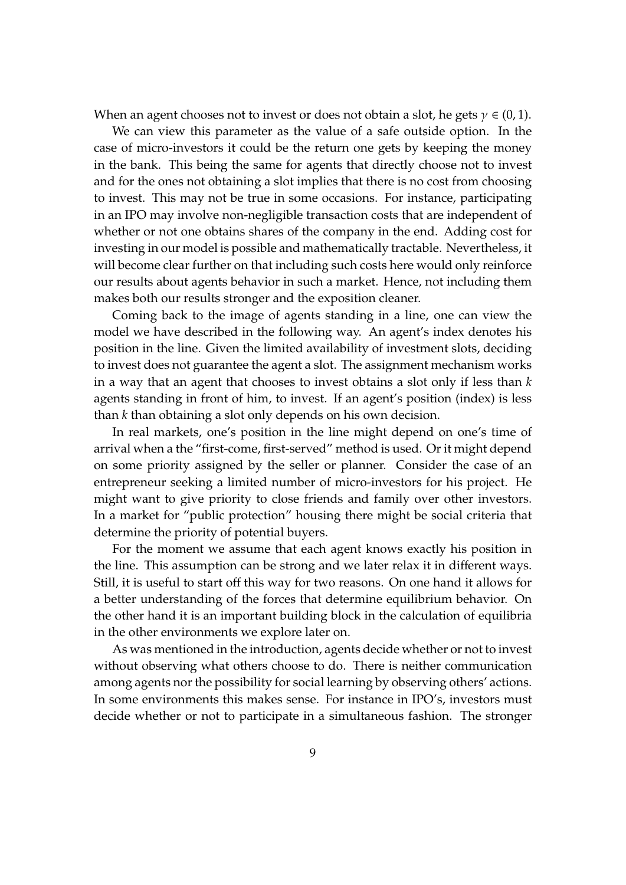When an agent chooses not to invest or does not obtain a slot, he gets $\gamma \in (0, 1)$.

We can view this parameter as the value of a safe outside option. In the case of micro-investors it could be the return one gets by keeping the money in the bank. This being the same for agents that directly choose not to invest and for the ones not obtaining a slot implies that there is no cost from choosing to invest. This may not be true in some occasions. For instance, participating in an IPO may involve non-negligible transaction costs that are independent of whether or not one obtains shares of the company in the end. Adding cost for investing in our model is possible and mathematically tractable. Nevertheless, it will become clear further on that including such costs here would only reinforce our results about agents behavior in such a market. Hence, not including them makes both our results stronger and the exposition cleaner.

Coming back to the image of agents standing in a line, one can view the model we have described in the following way. An agent's index denotes his position in the line. Given the limited availability of investment slots, deciding to invest does not guarantee the agent a slot. The assignment mechanism works in a way that an agent that chooses to invest obtains a slot only if less than $k$ agents standing in front of him, to invest. If an agent's position (index) is less than $k$ than obtaining a slot only depends on his own decision.

In real markets, one's position in the line might depend on one's time of arrival when a the "first-come, first-served" method is used. Or it might depend on some priority assigned by the seller or planner. Consider the case of an entrepreneur seeking a limited number of micro-investors for his project. He might want to give priority to close friends and family over other investors. In a market for "public protection" housing there might be social criteria that determine the priority of potential buyers.

For the moment we assume that each agent knows exactly his position in the line. This assumption can be strong and we later relax it in different ways. Still, it is useful to start off this way for two reasons. On one hand it allows for a better understanding of the forces that determine equilibrium behavior. On the other hand it is an important building block in the calculation of equilibria in the other environments we explore later on.

As was mentioned in the introduction, agents decide whether or not to invest without observing what others choose to do. There is neither communication among agents nor the possibility for social learning by observing others' actions. In some environments this makes sense. For instance in IPO's, investors must decide whether or not to participate in a simultaneous fashion. The stronger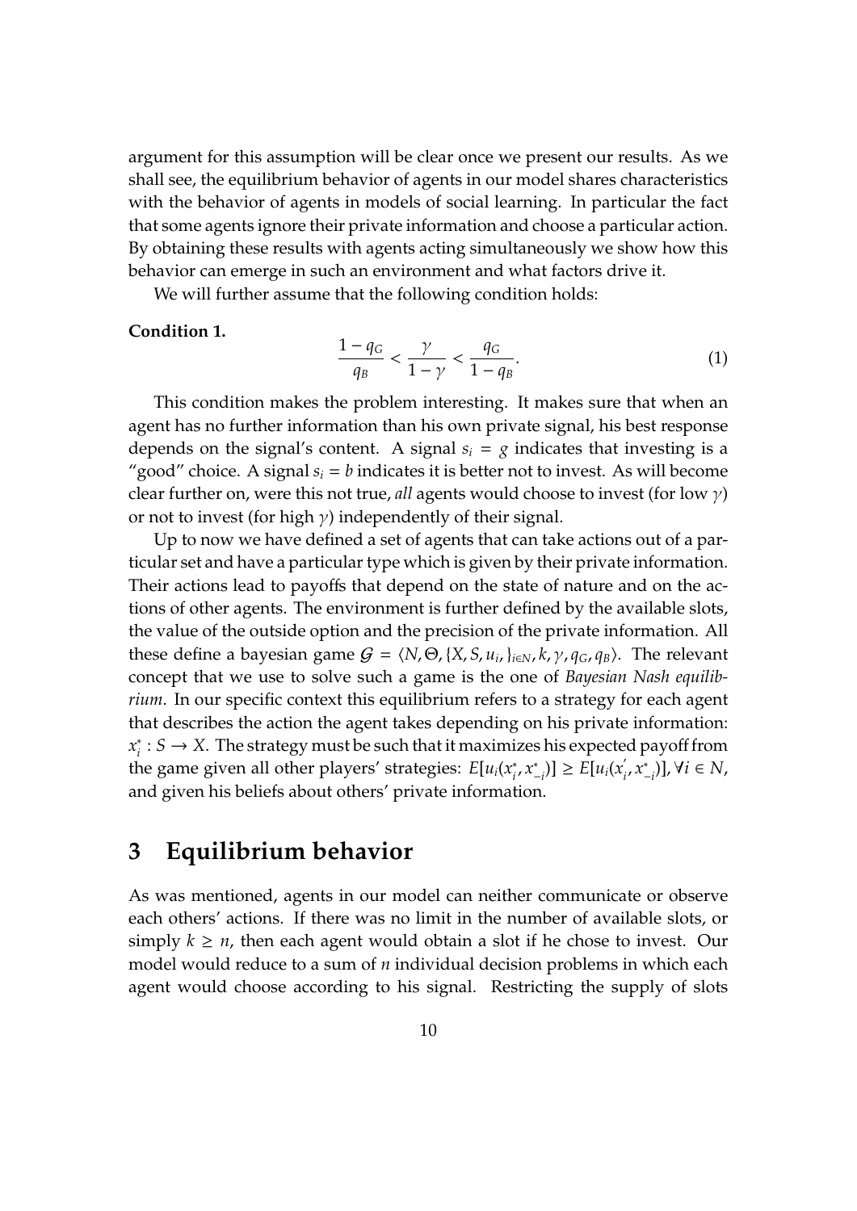argument for this assumption will be clear once we present our results. As we shall see, the equilibrium behavior of agents in our model shares characteristics with the behavior of agents in models of social learning. In particular the fact that some agents ignore their private information and choose a particular action. By obtaining these results with agents acting simultaneously we show how this behavior can emerge in such an environment and what factors drive it.

We will further assume that the following condition holds:

**Condition 1.**

$$\frac{1-q_G}{q_B} < \frac{\gamma}{1-\gamma} < \frac{q_G}{1-q_B}. \tag{1}$$

This condition makes the problem interesting. It makes sure that when an agent has no further information than his own private signal, his best response depends on the signal's content. A signal $s_i = g$ indicates that investing is a "good" choice. A signal $s_i = b$ indicates it is better not to invest. As will become clear further on, were this not true, *all* agents would choose to invest (for low $\gamma$) or not to invest (for high $\gamma$) independently of their signal.

Up to now we have defined a set of agents that can take actions out of a particular set and have a particular type which is given by their private information. Their actions lead to payoffs that depend on the state of nature and on the actions of other agents. The environment is further defined by the available slots, the value of the outside option and the precision of the private information. All these define a bayesian game $\mathcal{G} = \langle N, \Theta, \{X, S, u_i,\}_{i\in N}, k, \gamma, q_G, q_B\rangle$. The relevant concept that we use to solve such a game is the one of *Bayesian Nash equilibrium*. In our specific context this equilibrium refers to a strategy for each agent that describes the action the agent takes depending on his private information: $x_i^* : S \to X$. The strategy must be such that it maximizes his expected payoff from the game given all other players' strategies: $E[u_i(x_i^*, x_{-i}^*)] \geq E[u_i(x_i^{'}, x_{-i}^*)], \forall i \in N$, and given his beliefs about others' private information.

# 3 Equilibrium behavior

As was mentioned, agents in our model can neither communicate or observe each others' actions. If there was no limit in the number of available slots, or simply $k \geq n$, then each agent would obtain a slot if he chose to invest. Our model would reduce to a sum of $n$ individual decision problems in which each agent would choose according to his signal. Restricting the supply of slots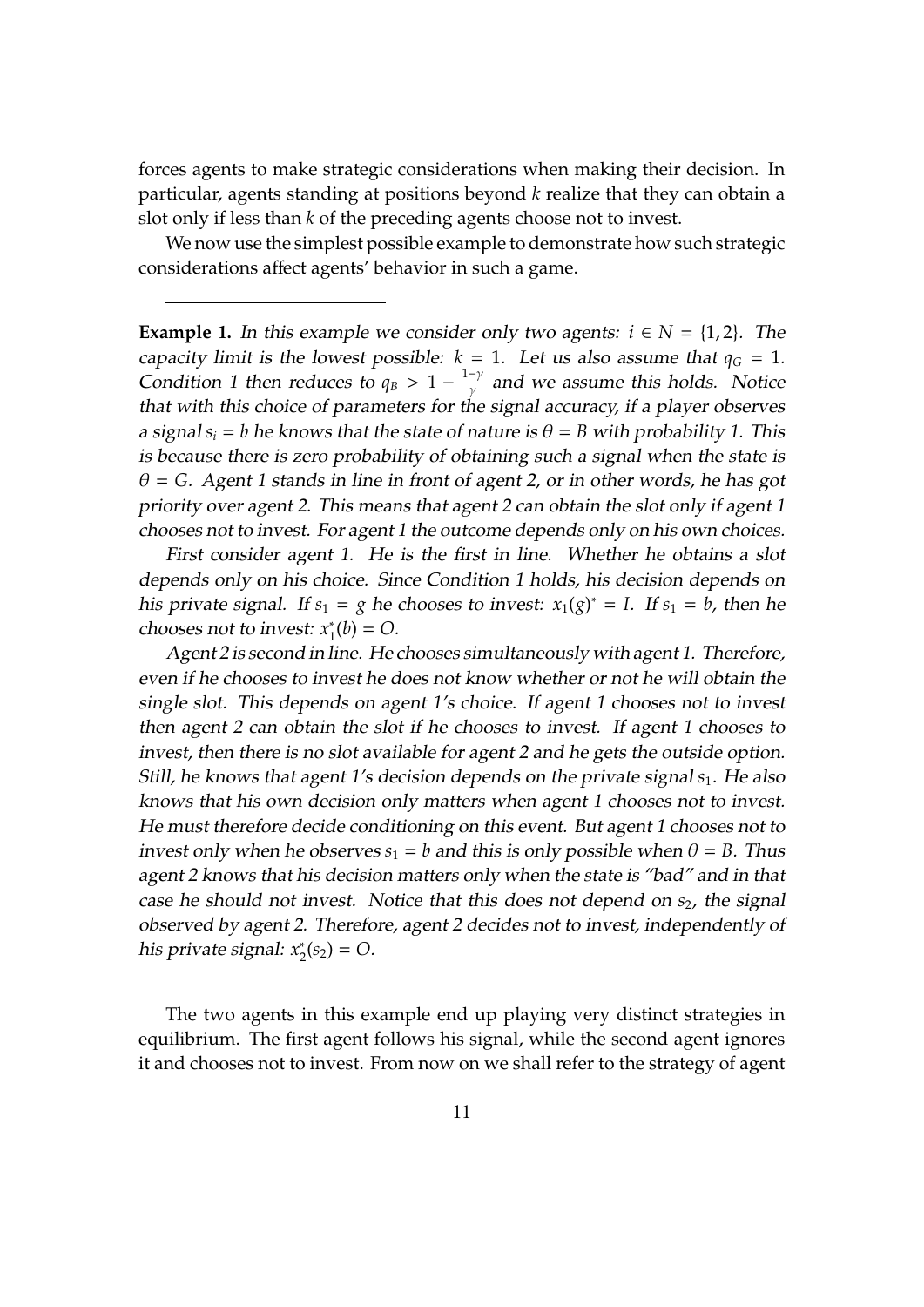forces agents to make strategic considerations when making their decision. In particular, agents standing at positions beyond $k$ realize that they can obtain a slot only if less than $k$ of the preceding agents choose not to invest.

We now use the simplest possible example to demonstrate how such strategic considerations affect agents' behavior in such a game.

---

**Example 1.** *In this example we consider only two agents: $i \in N = \{1, 2\}$. The capacity limit is the lowest possible: $k = 1$. Let us also assume that $q_G = 1$. Condition 1 then reduces to $q_B > 1 - \frac{1-\gamma}{\gamma}$ and we assume this holds. Notice that with this choice of parameters for the signal accuracy, if a player observes a signal $s_i = b$ he knows that the state of nature is $\theta = B$ with probability 1. This is because there is zero probability of obtaining such a signal when the state is $\theta = G$. Agent 1 stands in line in front of agent 2, or in other words, he has got priority over agent 2. This means that agent 2 can obtain the slot only if agent 1 chooses not to invest. For agent 1 the outcome depends only on his own choices.*

*First consider agent 1. He is the first in line. Whether he obtains a slot depends only on his choice. Since Condition 1 holds, his decision depends on his private signal. If $s_1 = g$ he chooses to invest: $x_1(g)^* = I$. If $s_1 = b$, then he chooses not to invest: $x_1^*(b) = O$.*

*Agent 2 is second in line. He chooses simultaneously with agent 1. Therefore, even if he chooses to invest he does not know whether or not he will obtain the single slot. This depends on agent 1's choice. If agent 1 chooses not to invest then agent 2 can obtain the slot if he chooses to invest. If agent 1 chooses to invest, then there is no slot available for agent 2 and he gets the outside option. Still, he knows that agent 1's decision depends on the private signal $s_1$. He also knows that his own decision only matters when agent 1 chooses not to invest. He must therefore decide conditioning on this event. But agent 1 chooses not to invest only when he observes $s_1 = b$ and this is only possible when $\theta = B$. Thus agent 2 knows that his decision matters only when the state is "bad" and in that case he should not invest. Notice that this does not depend on $s_2$, the signal observed by agent 2. Therefore, agent 2 decides not to invest, independently of his private signal: $x_2^*(s_2) = O$.*

---

The two agents in this example end up playing very distinct strategies in equilibrium. The first agent follows his signal, while the second agent ignores it and chooses not to invest. From now on we shall refer to the strategy of agent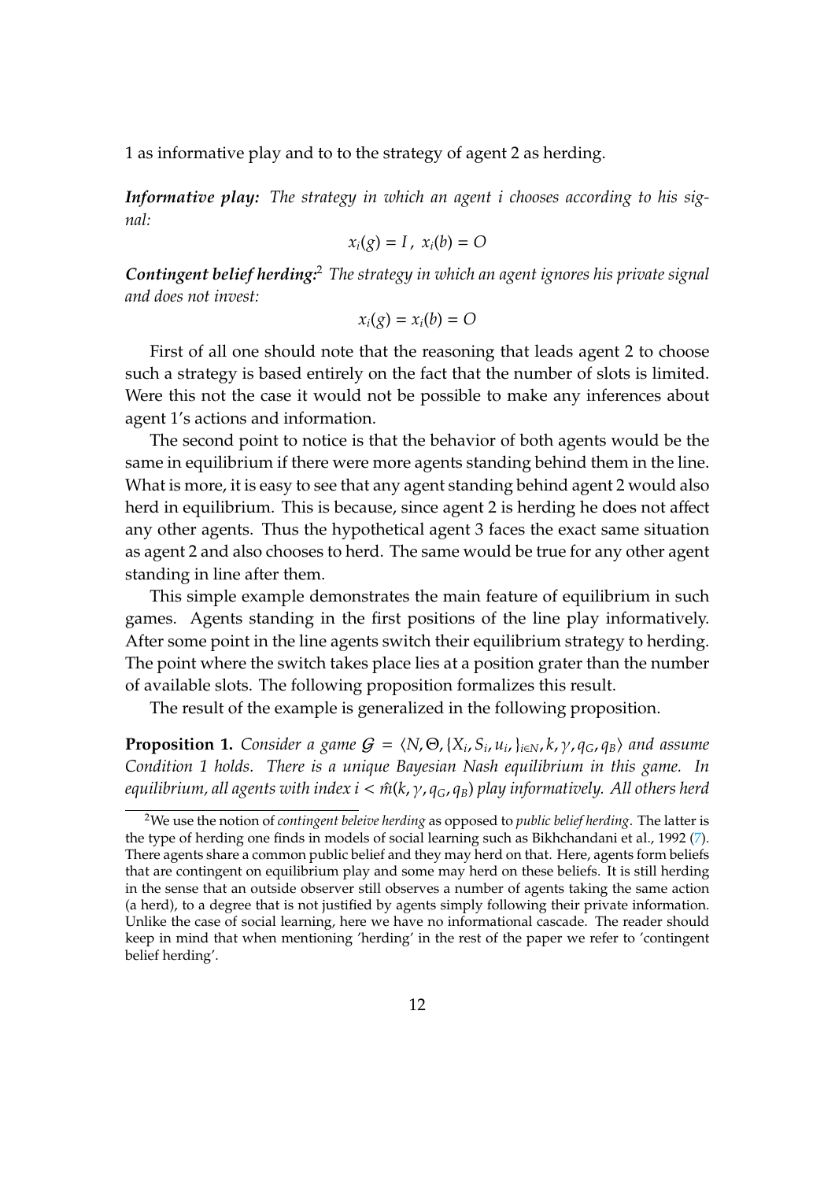1 as informative play and to to the strategy of agent 2 as herding.

***Informative play:*** *The strategy in which an agent i chooses according to his signal:*

$$x_i(g) = I\,,\; x_i(b) = O$$

***Contingent belief herding:***[2] *The strategy in which an agent ignores his private signal and does not invest:*

$$x_i(g) = x_i(b) = O$$

First of all one should note that the reasoning that leads agent 2 to choose such a strategy is based entirely on the fact that the number of slots is limited. Were this not the case it would not be possible to make any inferences about agent 1's actions and information.

The second point to notice is that the behavior of both agents would be the same in equilibrium if there were more agents standing behind them in the line. What is more, it is easy to see that any agent standing behind agent 2 would also herd in equilibrium. This is because, since agent 2 is herding he does not affect any other agents. Thus the hypothetical agent 3 faces the exact same situation as agent 2 and also chooses to herd. The same would be true for any other agent standing in line after them.

This simple example demonstrates the main feature of equilibrium in such games. Agents standing in the first positions of the line play informatively. After some point in the line agents switch their equilibrium strategy to herding. The point where the switch takes place lies at a position grater than the number of available slots. The following proposition formalizes this result.

The result of the example is generalized in the following proposition.

**Proposition 1.** *Consider a game $\mathcal{G} = \langle N, \Theta, \{X_i, S_i, u_i,\}_{i\in N}, k, \gamma, q_G, q_B\rangle$ and assume Condition 1 holds. There is a unique Bayesian Nash equilibrium in this game. In equilibrium, all agents with index $i < \hat{m}(k, \gamma, q_G, q_B)$ play informatively. All others herd*

[2] We use the notion of *contingent beleive herding* as opposed to *public belief herding*. The latter is the type of herding one finds in models of social learning such as Bikhchandani et al., 1992 (7). There agents share a common public belief and they may herd on that. Here, agents form beliefs that are contingent on equilibrium play and some may herd on these beliefs. It is still herding in the sense that an outside observer still observes a number of agents taking the same action (a herd), to a degree that is not justified by agents simply following their private information. Unlike the case of social learning, here we have no informational cascade. The reader should keep in mind that when mentioning 'herding' in the rest of the paper we refer to 'contingent belief herding'.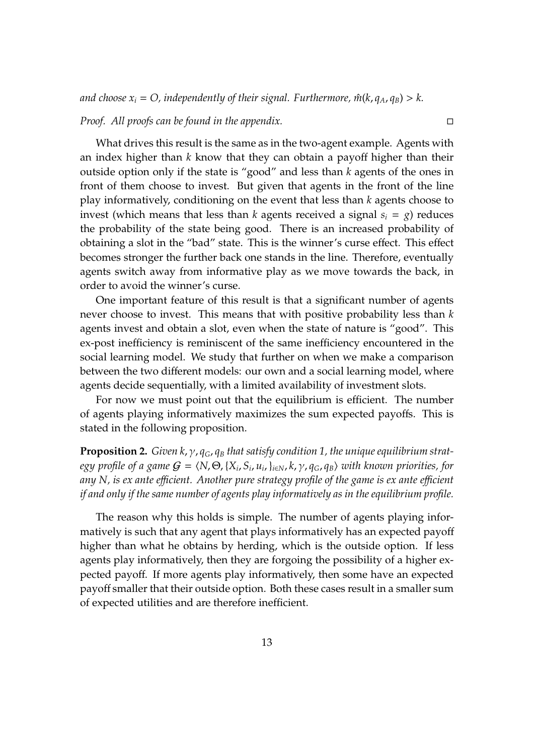*and choose $x_i = O$, independently of their signal. Furthermore, $\hat{m}(k, q_A, q_B) > k$.*

*Proof.* All proofs can be found in the appendix. □

What drives this result is the same as in the two-agent example. Agents with an index higher than $k$ know that they can obtain a payoff higher than their outside option only if the state is "good" and less than $k$ agents of the ones in front of them choose to invest. But given that agents in the front of the line play informatively, conditioning on the event that less than $k$ agents choose to invest (which means that less than $k$ agents received a signal $s_i = g$) reduces the probability of the state being good. There is an increased probability of obtaining a slot in the "bad" state. This is the winner's curse effect. This effect becomes stronger the further back one stands in the line. Therefore, eventually agents switch away from informative play as we move towards the back, in order to avoid the winner's curse.

One important feature of this result is that a significant number of agents never choose to invest. This means that with positive probability less than $k$ agents invest and obtain a slot, even when the state of nature is "good". This ex-post inefficiency is reminiscent of the same inefficiency encountered in the social learning model. We study that further on when we make a comparison between the two different models: our own and a social learning model, where agents decide sequentially, with a limited availability of investment slots.

For now we must point out that the equilibrium is efficient. The number of agents playing informatively maximizes the sum expected payoffs. This is stated in the following proposition.

**Proposition 2.** *Given $k, \gamma, q_G, q_B$ that satisfy condition 1, the unique equilibrium strategy profile of a game $\mathcal{G} = \langle N, \Theta, \{X_i, S_i, u_i,\}_{i \in N}, k, \gamma, q_G, q_B \rangle$ with known priorities, for any $N$, is ex ante efficient. Another pure strategy profile of the game is ex ante efficient if and only if the same number of agents play informatively as in the equilibrium profile.*

The reason why this holds is simple. The number of agents playing informatively is such that any agent that plays informatively has an expected payoff higher than what he obtains by herding, which is the outside option. If less agents play informatively, then they are forgoing the possibility of a higher expected payoff. If more agents play informatively, then some have an expected payoff smaller that their outside option. Both these cases result in a smaller sum of expected utilities and are therefore inefficient.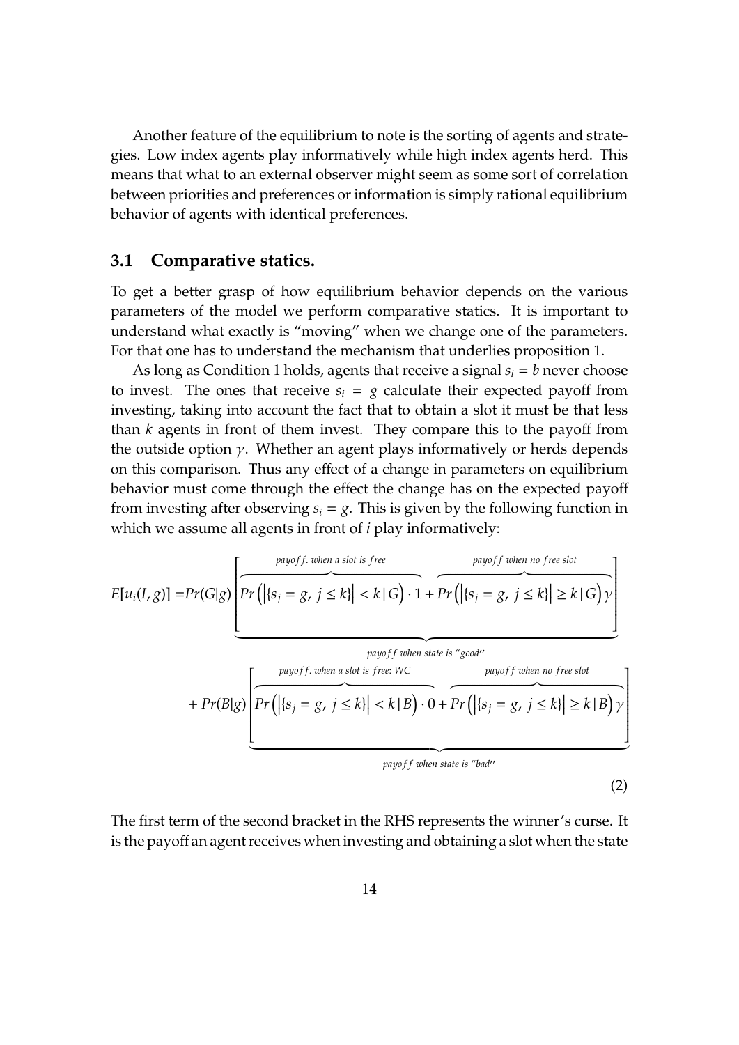Another feature of the equilibrium to note is the sorting of agents and strategies. Low index agents play informatively while high index agents herd. This means that what to an external observer might seem as some sort of correlation between priorities and preferences or information is simply rational equilibrium behavior of agents with identical preferences.

## 3.1 Comparative statics.

To get a better grasp of how equilibrium behavior depends on the various parameters of the model we perform comparative statics. It is important to understand what exactly is "moving" when we change one of the parameters. For that one has to understand the mechanism that underlies proposition 1.

As long as Condition 1 holds, agents that receive a signal $s_i = b$ never choose to invest. The ones that receive $s_i = g$ calculate their expected payoff from investing, taking into account the fact that to obtain a slot it must be that less than $k$ agents in front of them invest. They compare this to the payoff from the outside option $\gamma$. Whether an agent plays informatively or herds depends on this comparison. Thus any effect of a change in parameters on equilibrium behavior must come through the effect the change has on the expected payoff from investing after observing $s_i = g$. This is given by the following function in which we assume all agents in front of $i$ play informatively:

$$
\begin{aligned}
E[u_i(I,g)] =& Pr(G|g)\underbrace{\left[\overbrace{Pr\left(\left|\{s_j = g,\ j \leq k\}\right| < k \,|\, G\right)\cdot 1}^{payoff.\ when\ a\ slot\ is\ free} + \overbrace{Pr\left(\left|\{s_j = g,\ j \leq k\}\right| \geq k \,|\, G\right)\gamma}^{payoff\ when\ no\ free\ slot}\right]}_{payoff\ when\ state\ is\ ``good"} \\
&+ Pr(B|g)\underbrace{\left[\overbrace{Pr\left(\left|\{s_j = g,\ j \leq k\}\right| < k \,|\, B\right)\cdot 0}^{payoff.\ when\ a\ slot\ is\ free:\ WC} + \overbrace{Pr\left(\left|\{s_j = g,\ j \leq k\}\right| \geq k \,|\, B\right)\gamma}^{payoff\ when\ no\ free\ slot}\right]}_{payoff\ when\ state\ is\ ``bad"}
\end{aligned}
\tag{2}
$$

The first term of the second bracket in the RHS represents the winner's curse. It is the payoff an agent receives when investing and obtaining a slot when the state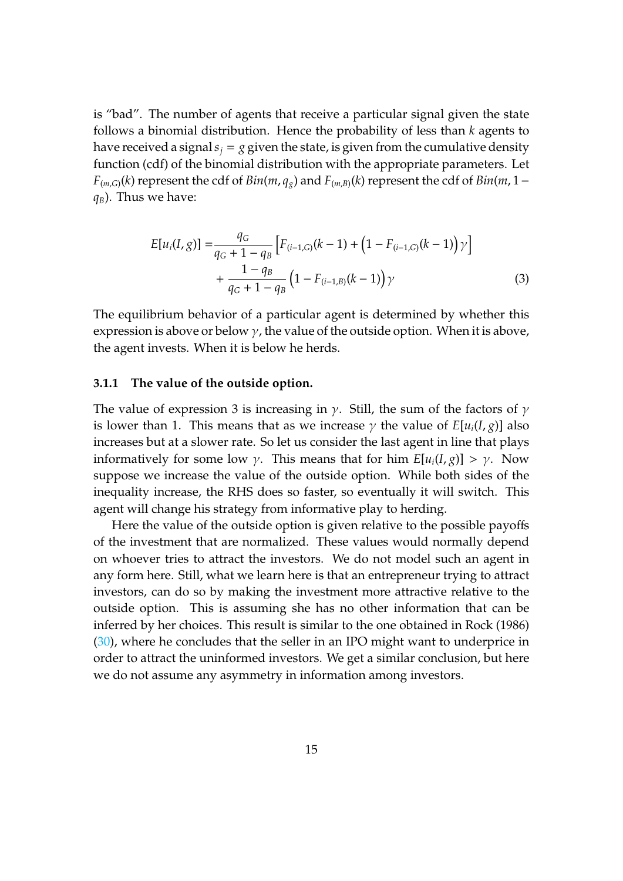is "bad". The number of agents that receive a particular signal given the state follows a binomial distribution. Hence the probability of less than $k$ agents to have received a signal $s_j = g$ given the state, is given from the cumulative density function (cdf) of the binomial distribution with the appropriate parameters. Let $F_{(m,G)}(k)$ represent the cdf of $Bin(m, q_g)$ and $F_{(m,B)}(k)$ represent the cdf of $Bin(m, 1 - q_B)$. Thus we have:

$$
\begin{aligned}
E[u_i(I, g)] =& \frac{q_G}{q_G + 1 - q_B}\left[F_{(i-1,G)}(k-1) + \left(1 - F_{(i-1,G)}(k-1)\right)\gamma\right] \\
&+ \frac{1 - q_B}{q_G + 1 - q_B}\left(1 - F_{(i-1,B)}(k-1)\right)\gamma
\end{aligned} \tag{3}
$$

The equilibrium behavior of a particular agent is determined by whether this expression is above or below $\gamma$, the value of the outside option. When it is above, the agent invests. When it is below he herds.

### 3.1.1 The value of the outside option.

The value of expression 3 is increasing in $\gamma$. Still, the sum of the factors of $\gamma$ is lower than 1. This means that as we increase $\gamma$ the value of $E[u_i(I, g)]$ also increases but at a slower rate. So let us consider the last agent in line that plays informatively for some low $\gamma$. This means that for him $E[u_i(I, g)] > \gamma$. Now suppose we increase the value of the outside option. While both sides of the inequality increase, the RHS does so faster, so eventually it will switch. This agent will change his strategy from informative play to herding.

Here the value of the outside option is given relative to the possible payoffs of the investment that are normalized. These values would normally depend on whoever tries to attract the investors. We do not model such an agent in any form here. Still, what we learn here is that an entrepreneur trying to attract investors, can do so by making the investment more attractive relative to the outside option. This is assuming she has no other information that can be inferred by her choices. This result is similar to the one obtained in Rock (1986) (30), where he concludes that the seller in an IPO might want to underprice in order to attract the uninformed investors. We get a similar conclusion, but here we do not assume any asymmetry in information among investors.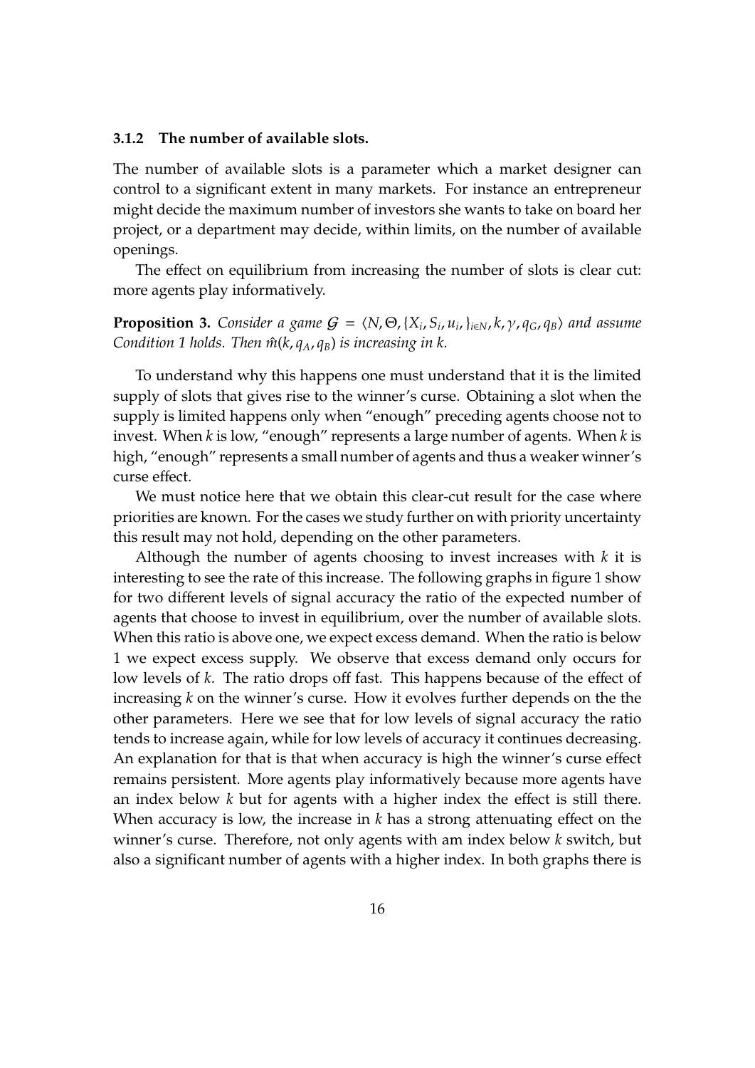### 3.1.2 The number of available slots.

The number of available slots is a parameter which a market designer can control to a significant extent in many markets. For instance an entrepreneur might decide the maximum number of investors she wants to take on board her project, or a department may decide, within limits, on the number of available openings.

The effect on equilibrium from increasing the number of slots is clear cut: more agents play informatively.

**Proposition 3.** *Consider a game $\mathcal{G} = \langle N, \Theta, \{X_i, S_i, u_i, \}_{i \in N}, k, \gamma, q_G, q_B \rangle$ and assume Condition 1 holds. Then $\hat{m}(k, q_A, q_B)$ is increasing in $k$.*

To understand why this happens one must understand that it is the limited supply of slots that gives rise to the winner's curse. Obtaining a slot when the supply is limited happens only when "enough" preceding agents choose not to invest. When $k$ is low, "enough" represents a large number of agents. When $k$ is high, "enough" represents a small number of agents and thus a weaker winner's curse effect.

We must notice here that we obtain this clear-cut result for the case where priorities are known. For the cases we study further on with priority uncertainty this result may not hold, depending on the other parameters.

Although the number of agents choosing to invest increases with $k$ it is interesting to see the rate of this increase. The following graphs in figure 1 show for two different levels of signal accuracy the ratio of the expected number of agents that choose to invest in equilibrium, over the number of available slots. When this ratio is above one, we expect excess demand. When the ratio is below 1 we expect excess supply. We observe that excess demand only occurs for low levels of $k$. The ratio drops off fast. This happens because of the effect of increasing $k$ on the winner's curse. How it evolves further depends on the the other parameters. Here we see that for low levels of signal accuracy the ratio tends to increase again, while for low levels of accuracy it continues decreasing. An explanation for that is that when accuracy is high the winner's curse effect remains persistent. More agents play informatively because more agents have an index below $k$ but for agents with a higher index the effect is still there. When accuracy is low, the increase in $k$ has a strong attenuating effect on the winner's curse. Therefore, not only agents with am index below $k$ switch, but also a significant number of agents with a higher index. In both graphs there is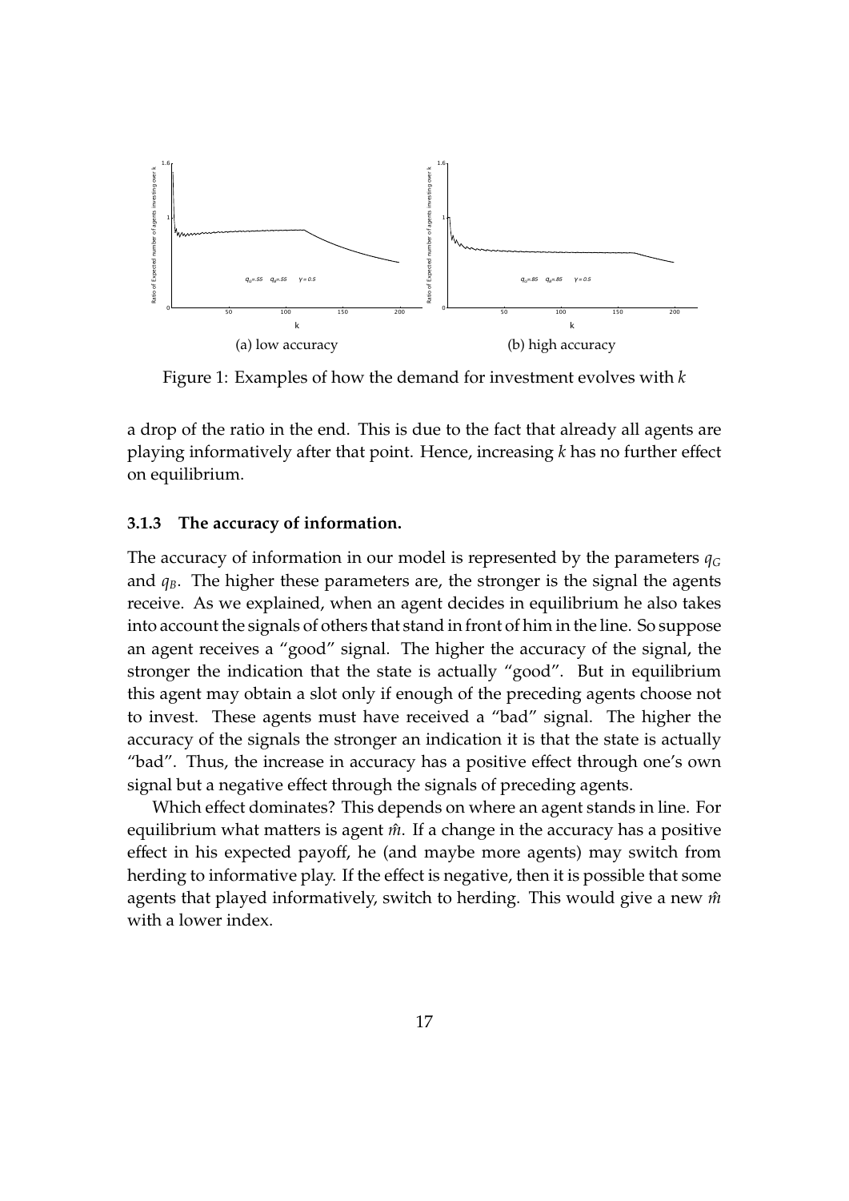Ratio of Expected number of agents investing over k

1.6

1

0

50 100 150 200

k

$q_G$=.55 $q_B$=.55 $\gamma$ = 0.5

(a) low accuracy

Ratio of Expected number of agents investing over k

1.6

1

0

50 100 150 200

k

$q_G$=.85 $q_B$=.85 $\gamma$ = 0.5

(b) high accuracy

Figure 1: Examples of how the demand for investment evolves with $k$

a drop of the ratio in the end. This is due to the fact that already all agents are playing informatively after that point. Hence, increasing $k$ has no further effect on equilibrium.

### 3.1.3 The accuracy of information.

The accuracy of information in our model is represented by the parameters $q_G$ and $q_B$. The higher these parameters are, the stronger is the signal the agents receive. As we explained, when an agent decides in equilibrium he also takes into account the signals of others that stand in front of him in the line. So suppose an agent receives a "good" signal. The higher the accuracy of the signal, the stronger the indication that the state is actually "good". But in equilibrium this agent may obtain a slot only if enough of the preceding agents choose not to invest. These agents must have received a "bad" signal. The higher the accuracy of the signals the stronger an indication it is that the state is actually "bad". Thus, the increase in accuracy has a positive effect through one's own signal but a negative effect through the signals of preceding agents.

Which effect dominates? This depends on where an agent stands in line. For equilibrium what matters is agent $\hat{m}$. If a change in the accuracy has a positive effect in his expected payoff, he (and maybe more agents) may switch from herding to informative play. If the effect is negative, then it is possible that some agents that played informatively, switch to herding. This would give a new $\hat{m}$ with a lower index.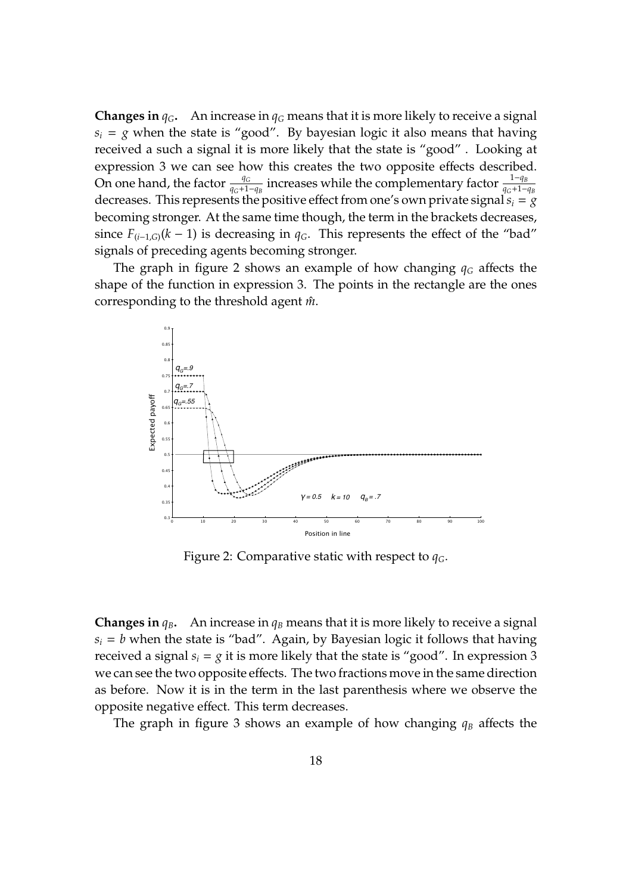**Changes in $q_G$.** An increase in $q_G$ means that it is more likely to receive a signal $s_i = g$ when the state is "good". By bayesian logic it also means that having received a such a signal it is more likely that the state is "good" . Looking at expression 3 we can see how this creates the two opposite effects described. On one hand, the factor $\frac{q_G}{q_G+1-q_B}$ increases while the complementary factor $\frac{1-q_B}{q_G+1-q_B}$ decreases. This represents the positive effect from one's own private signal $s_i = g$ becoming stronger. At the same time though, the term in the brackets decreases, since $F_{(i-1,G)}(k-1)$ is decreasing in $q_G$. This represents the effect of the "bad" signals of preceding agents becoming stronger.

The graph in figure 2 shows an example of how changing $q_G$ affects the shape of the function in expression 3. The points in the rectangle are the ones corresponding to the threshold agent $\hat{m}$.

Expected payoff

0.9
0.85
0.8
0.75
0.7
0.65
0.6
0.55
0.5
0.45
0.4
0.35
0.3

$q_G$=.9
$q_G$=.7
$q_G$=.55

$\gamma$ = 0.5 k = 10 $q_B$ = .7

0 10 20 30 40 50 60 70 80 90 100

Position in line

Figure 2: Comparative static with respect to $q_G$.

**Changes in $q_B$.** An increase in $q_B$ means that it is more likely to receive a signal $s_i = b$ when the state is "bad". Again, by Bayesian logic it follows that having received a signal $s_i = g$ it is more likely that the state is "good". In expression 3 we can see the two opposite effects. The two fractions move in the same direction as before. Now it is in the term in the last parenthesis where we observe the opposite negative effect. This term decreases.

The graph in figure 3 shows an example of how changing $q_B$ affects the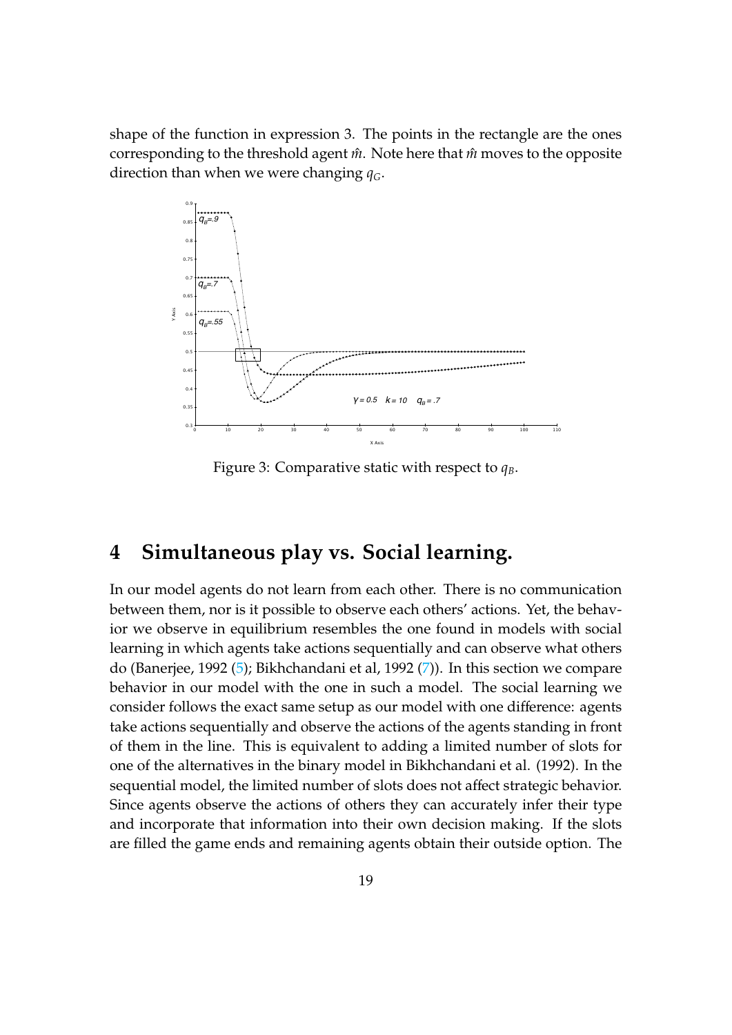shape of the function in expression 3. The points in the rectangle are the ones corresponding to the threshold agent $\hat{m}$. Note here that $\hat{m}$ moves to the opposite direction than when we were changing $q_G$.

0.9
0.85
0.8
0.75
0.7
0.65
0.6
0.55
0.5
0.45
0.4
0.35
0.3

Y Axis

$q_B$=.9

$q_B$=.7

$q_B$=.55

$\gamma = 0.5 \quad k = 10 \quad q_B = .7$

0 10 20 30 40 50 60 70 80 90 100 110

X Axis

Figure 3: Comparative static with respect to $q_B$.

## 4 Simultaneous play vs. Social learning.

In our model agents do not learn from each other. There is no communication between them, nor is it possible to observe each others' actions. Yet, the behavior we observe in equilibrium resembles the one found in models with social learning in which agents take actions sequentially and can observe what others do (Banerjee, 1992 (5); Bikhchandani et al, 1992 (7)). In this section we compare behavior in our model with the one in such a model. The social learning we consider follows the exact same setup as our model with one difference: agents take actions sequentially and observe the actions of the agents standing in front of them in the line. This is equivalent to adding a limited number of slots for one of the alternatives in the binary model in Bikhchandani et al. (1992). In the sequential model, the limited number of slots does not affect strategic behavior. Since agents observe the actions of others they can accurately infer their type and incorporate that information into their own decision making. If the slots are filled the game ends and remaining agents obtain their outside option. The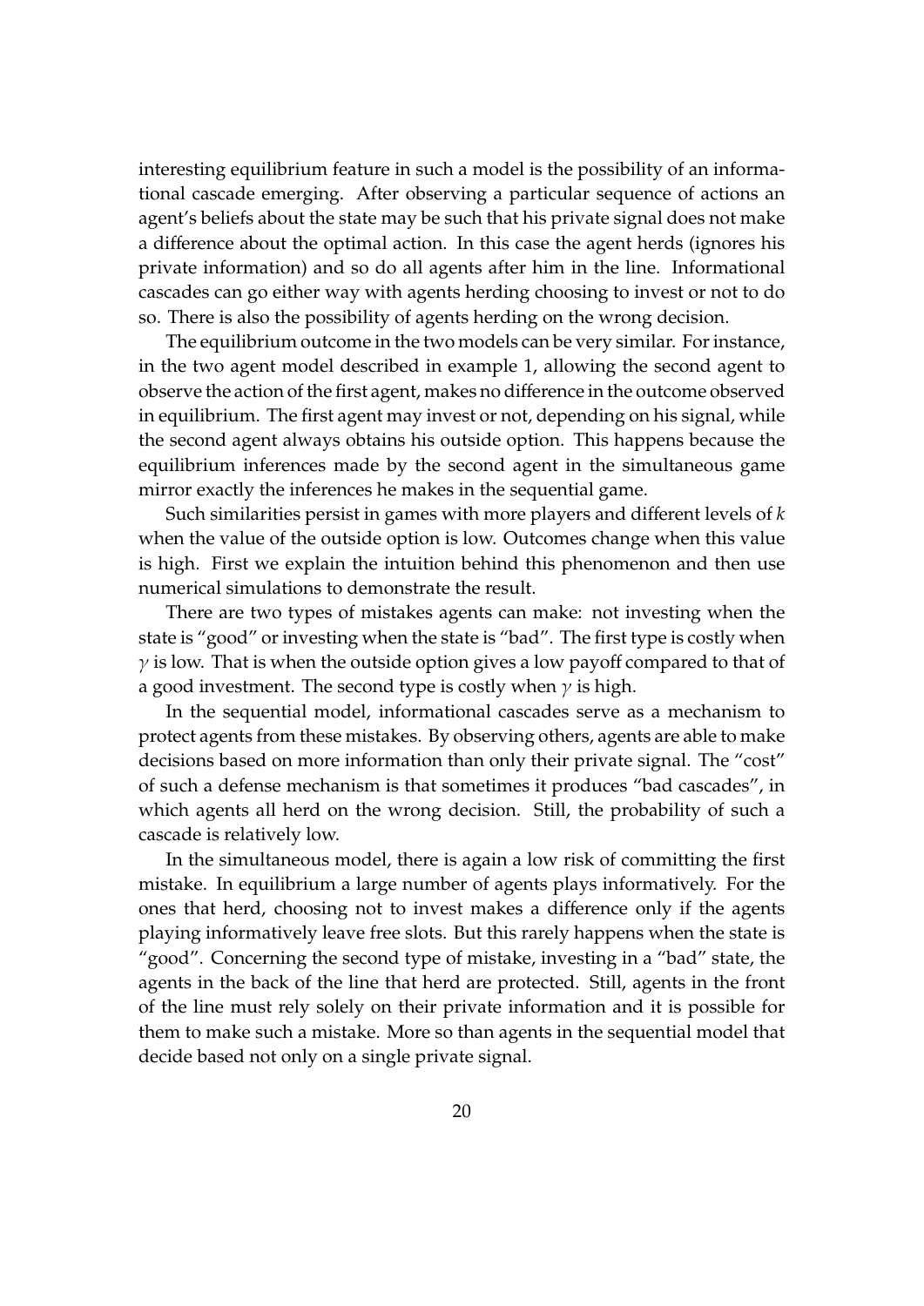interesting equilibrium feature in such a model is the possibility of an informational cascade emerging. After observing a particular sequence of actions an agent's beliefs about the state may be such that his private signal does not make a difference about the optimal action. In this case the agent herds (ignores his private information) and so do all agents after him in the line. Informational cascades can go either way with agents herding choosing to invest or not to do so. There is also the possibility of agents herding on the wrong decision.

The equilibrium outcome in the two models can be very similar. For instance, in the two agent model described in example 1, allowing the second agent to observe the action of the first agent, makes no difference in the outcome observed in equilibrium. The first agent may invest or not, depending on his signal, while the second agent always obtains his outside option. This happens because the equilibrium inferences made by the second agent in the simultaneous game mirror exactly the inferences he makes in the sequential game.

Such similarities persist in games with more players and different levels of $k$ when the value of the outside option is low. Outcomes change when this value is high. First we explain the intuition behind this phenomenon and then use numerical simulations to demonstrate the result.

There are two types of mistakes agents can make: not investing when the state is "good" or investing when the state is "bad". The first type is costly when $\gamma$ is low. That is when the outside option gives a low payoff compared to that of a good investment. The second type is costly when $\gamma$ is high.

In the sequential model, informational cascades serve as a mechanism to protect agents from these mistakes. By observing others, agents are able to make decisions based on more information than only their private signal. The "cost" of such a defense mechanism is that sometimes it produces "bad cascades", in which agents all herd on the wrong decision. Still, the probability of such a cascade is relatively low.

In the simultaneous model, there is again a low risk of committing the first mistake. In equilibrium a large number of agents plays informatively. For the ones that herd, choosing not to invest makes a difference only if the agents playing informatively leave free slots. But this rarely happens when the state is "good". Concerning the second type of mistake, investing in a "bad" state, the agents in the back of the line that herd are protected. Still, agents in the front of the line must rely solely on their private information and it is possible for them to make such a mistake. More so than agents in the sequential model that decide based not only on a single private signal.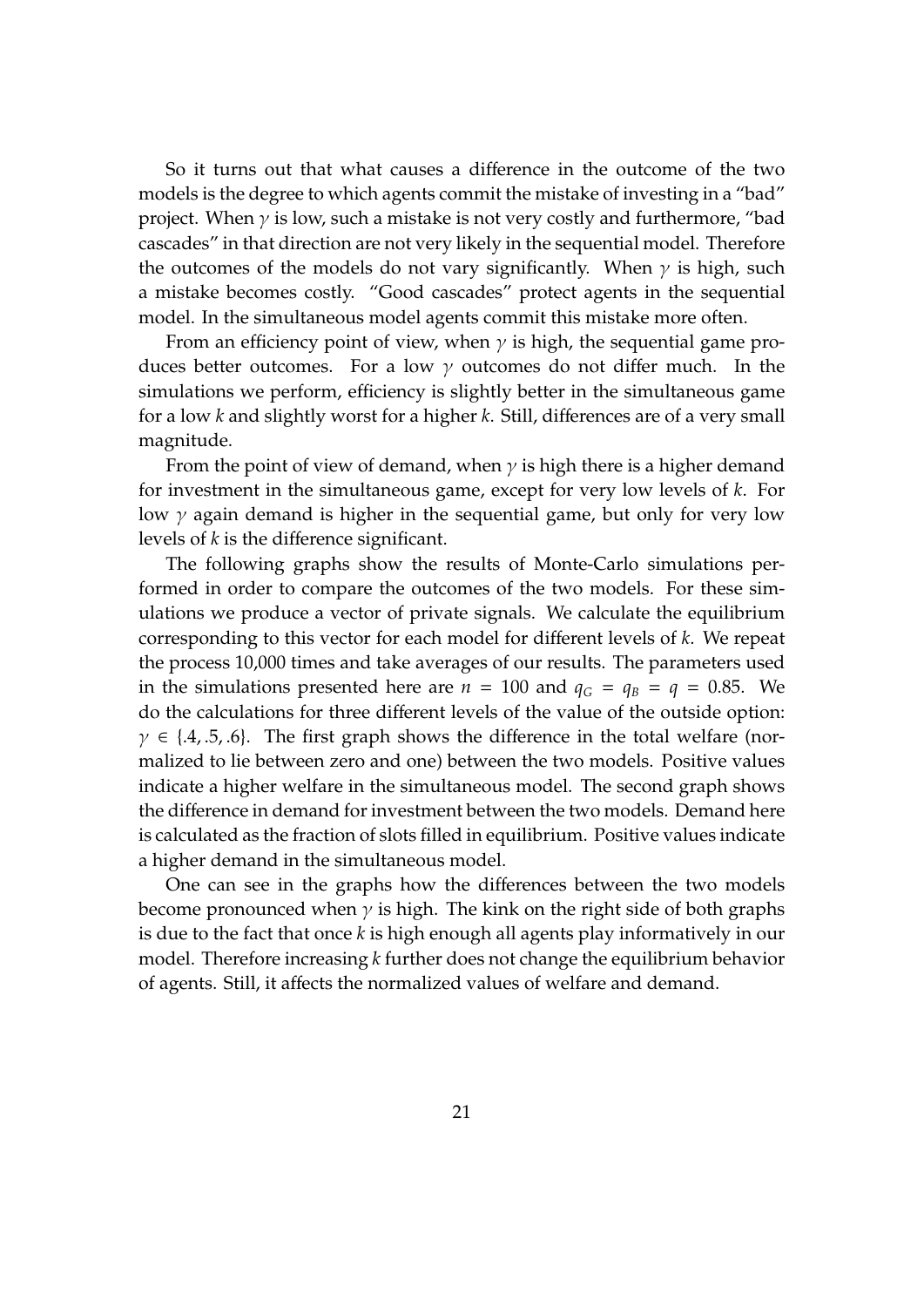So it turns out that what causes a difference in the outcome of the two models is the degree to which agents commit the mistake of investing in a "bad" project. When $\gamma$ is low, such a mistake is not very costly and furthermore, "bad cascades" in that direction are not very likely in the sequential model. Therefore the outcomes of the models do not vary significantly. When $\gamma$ is high, such a mistake becomes costly. "Good cascades" protect agents in the sequential model. In the simultaneous model agents commit this mistake more often.

From an efficiency point of view, when $\gamma$ is high, the sequential game produces better outcomes. For a low $\gamma$ outcomes do not differ much. In the simulations we perform, efficiency is slightly better in the simultaneous game for a low $k$ and slightly worst for a higher $k$. Still, differences are of a very small magnitude.

From the point of view of demand, when $\gamma$ is high there is a higher demand for investment in the simultaneous game, except for very low levels of $k$. For low $\gamma$ again demand is higher in the sequential game, but only for very low levels of $k$ is the difference significant.

The following graphs show the results of Monte-Carlo simulations performed in order to compare the outcomes of the two models. For these simulations we produce a vector of private signals. We calculate the equilibrium corresponding to this vector for each model for different levels of $k$. We repeat the process 10,000 times and take averages of our results. The parameters used in the simulations presented here are $n = 100$ and $q_G = q_B = q = 0.85$. We do the calculations for three different levels of the value of the outside option: $\gamma \in \{.4, .5, .6\}$. The first graph shows the difference in the total welfare (normalized to lie between zero and one) between the two models. Positive values indicate a higher welfare in the simultaneous model. The second graph shows the difference in demand for investment between the two models. Demand here is calculated as the fraction of slots filled in equilibrium. Positive values indicate a higher demand in the simultaneous model.

One can see in the graphs how the differences between the two models become pronounced when $\gamma$ is high. The kink on the right side of both graphs is due to the fact that once $k$ is high enough all agents play informatively in our model. Therefore increasing $k$ further does not change the equilibrium behavior of agents. Still, it affects the normalized values of welfare and demand.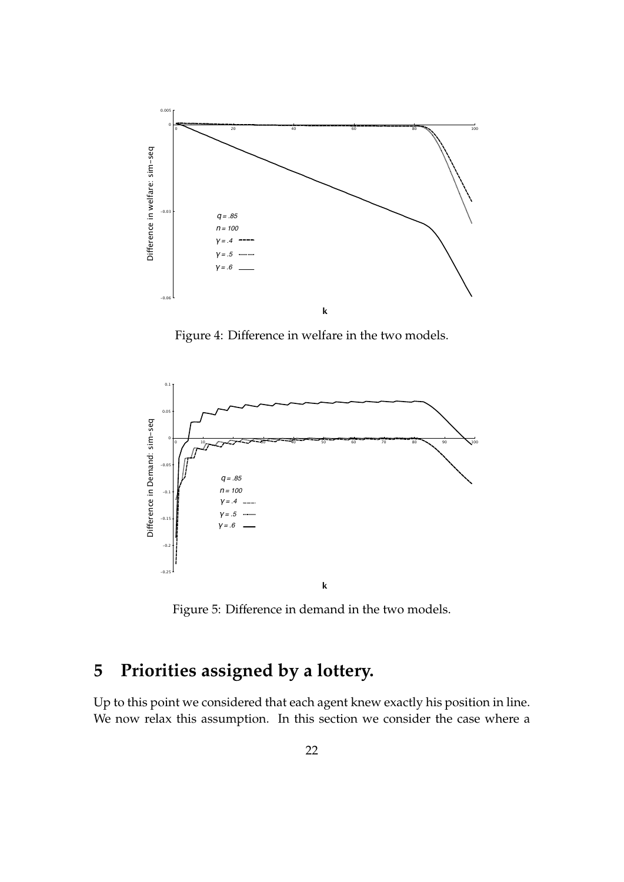0.005

0

−0.03

−0.06

0 20 40 60 80 100

Difference in welfare: sim−seq

$q = .85$

$n = 100$

$\gamma = .4$

$\gamma = .5$

$\gamma = .6$

**k**

Figure 4: Difference in welfare in the two models.

0.1

0.05

0

−0.05

−0.1

−0.15

−0.2

−0.25

0 10 20 30 40 50 60 70 80 90 100

Difference in Demand: sim−seq

$q = .85$

$n = 100$

$\gamma = .4$

$\gamma = .5$

$\gamma = .6$

**k**

Figure 5: Difference in demand in the two models.

# 5 Priorities assigned by a lottery.

Up to this point we considered that each agent knew exactly his position in line. We now relax this assumption. In this section we consider the case where a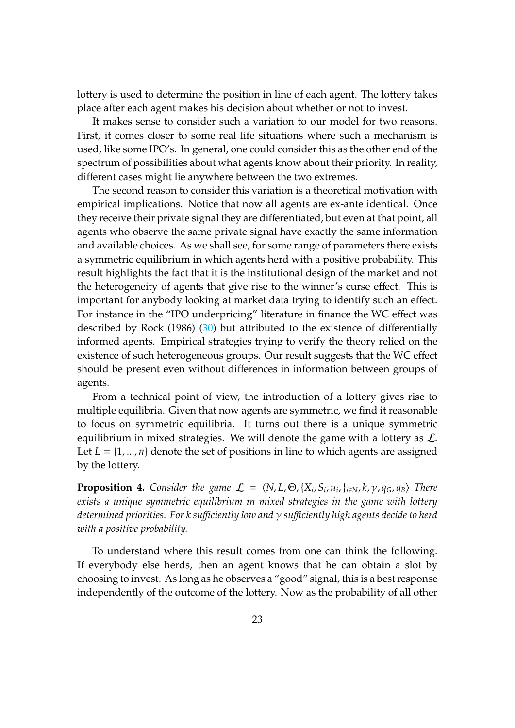lottery is used to determine the position in line of each agent. The lottery takes place after each agent makes his decision about whether or not to invest.

It makes sense to consider such a variation to our model for two reasons. First, it comes closer to some real life situations where such a mechanism is used, like some IPO's. In general, one could consider this as the other end of the spectrum of possibilities about what agents know about their priority. In reality, different cases might lie anywhere between the two extremes.

The second reason to consider this variation is a theoretical motivation with empirical implications. Notice that now all agents are ex-ante identical. Once they receive their private signal they are differentiated, but even at that point, all agents who observe the same private signal have exactly the same information and available choices. As we shall see, for some range of parameters there exists a symmetric equilibrium in which agents herd with a positive probability. This result highlights the fact that it is the institutional design of the market and not the heterogeneity of agents that give rise to the winner's curse effect. This is important for anybody looking at market data trying to identify such an effect. For instance in the "IPO underpricing" literature in finance the WC effect was described by Rock (1986) (30) but attributed to the existence of differentially informed agents. Empirical strategies trying to verify the theory relied on the existence of such heterogeneous groups. Our result suggests that the WC effect should be present even without differences in information between groups of agents.

From a technical point of view, the introduction of a lottery gives rise to multiple equilibria. Given that now agents are symmetric, we find it reasonable to focus on symmetric equilibria. It turns out there is a unique symmetric equilibrium in mixed strategies. We will denote the game with a lottery as $\mathcal{L}$. Let $L = \{1, ..., n\}$ denote the set of positions in line to which agents are assigned by the lottery.

**Proposition 4.** *Consider the game* $\mathcal{L} = \langle N, L, \Theta, \{X_i, S_i, u_i,\}_{i \in N}, k, \gamma, q_G, q_B \rangle$ *There exists a unique symmetric equilibrium in mixed strategies in the game with lottery determined priorities. For k sufficiently low and* $\gamma$ *sufficiently high agents decide to herd with a positive probability.*

To understand where this result comes from one can think the following. If everybody else herds, then an agent knows that he can obtain a slot by choosing to invest. As long as he observes a "good" signal, this is a best response independently of the outcome of the lottery. Now as the probability of all other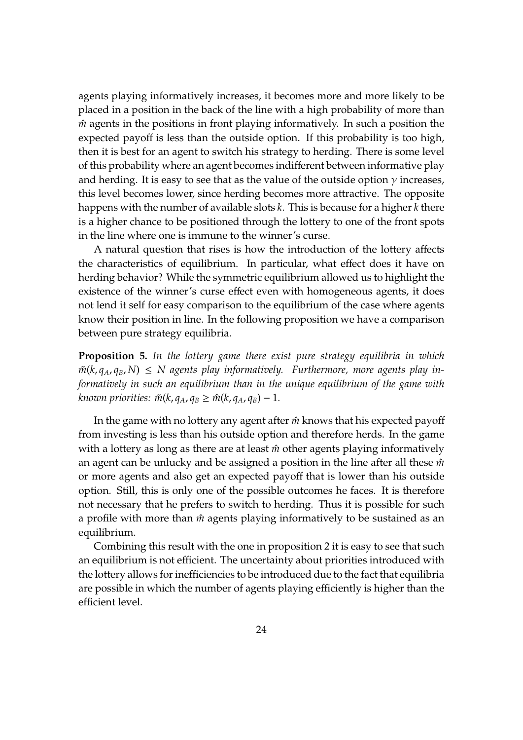agents playing informatively increases, it becomes more and more likely to be placed in a position in the back of the line with a high probability of more than $\hat{m}$ agents in the positions in front playing informatively. In such a position the expected payoff is less than the outside option. If this probability is too high, then it is best for an agent to switch his strategy to herding. There is some level of this probability where an agent becomes indifferent between informative play and herding. It is easy to see that as the value of the outside option $\gamma$ increases, this level becomes lower, since herding becomes more attractive. The opposite happens with the number of available slots $k$. This is because for a higher $k$ there is a higher chance to be positioned through the lottery to one of the front spots in the line where one is immune to the winner's curse.

A natural question that rises is how the introduction of the lottery affects the characteristics of equilibrium. In particular, what effect does it have on herding behavior? While the symmetric equilibrium allowed us to highlight the existence of the winner's curse effect even with homogeneous agents, it does not lend it self for easy comparison to the equilibrium of the case where agents know their position in line. In the following proposition we have a comparison between pure strategy equilibria.

**Proposition 5.** *In the lottery game there exist pure strategy equilibria in which $\tilde{m}(k, q_A, q_B, N) \leq N$ agents play informatively. Furthermore, more agents play informatively in such an equilibrium than in the unique equilibrium of the game with known priorities: $\tilde{m}(k, q_A, q_B \geq \hat{m}(k, q_A, q_B) - 1$.*

In the game with no lottery any agent after $\hat{m}$ knows that his expected payoff from investing is less than his outside option and therefore herds. In the game with a lottery as long as there are at least $\hat{m}$ other agents playing informatively an agent can be unlucky and be assigned a position in the line after all these $\hat{m}$ or more agents and also get an expected payoff that is lower than his outside option. Still, this is only one of the possible outcomes he faces. It is therefore not necessary that he prefers to switch to herding. Thus it is possible for such a profile with more than $\hat{m}$ agents playing informatively to be sustained as an equilibrium.

Combining this result with the one in proposition 2 it is easy to see that such an equilibrium is not efficient. The uncertainty about priorities introduced with the lottery allows for inefficiencies to be introduced due to the fact that equilibria are possible in which the number of agents playing efficiently is higher than the efficient level.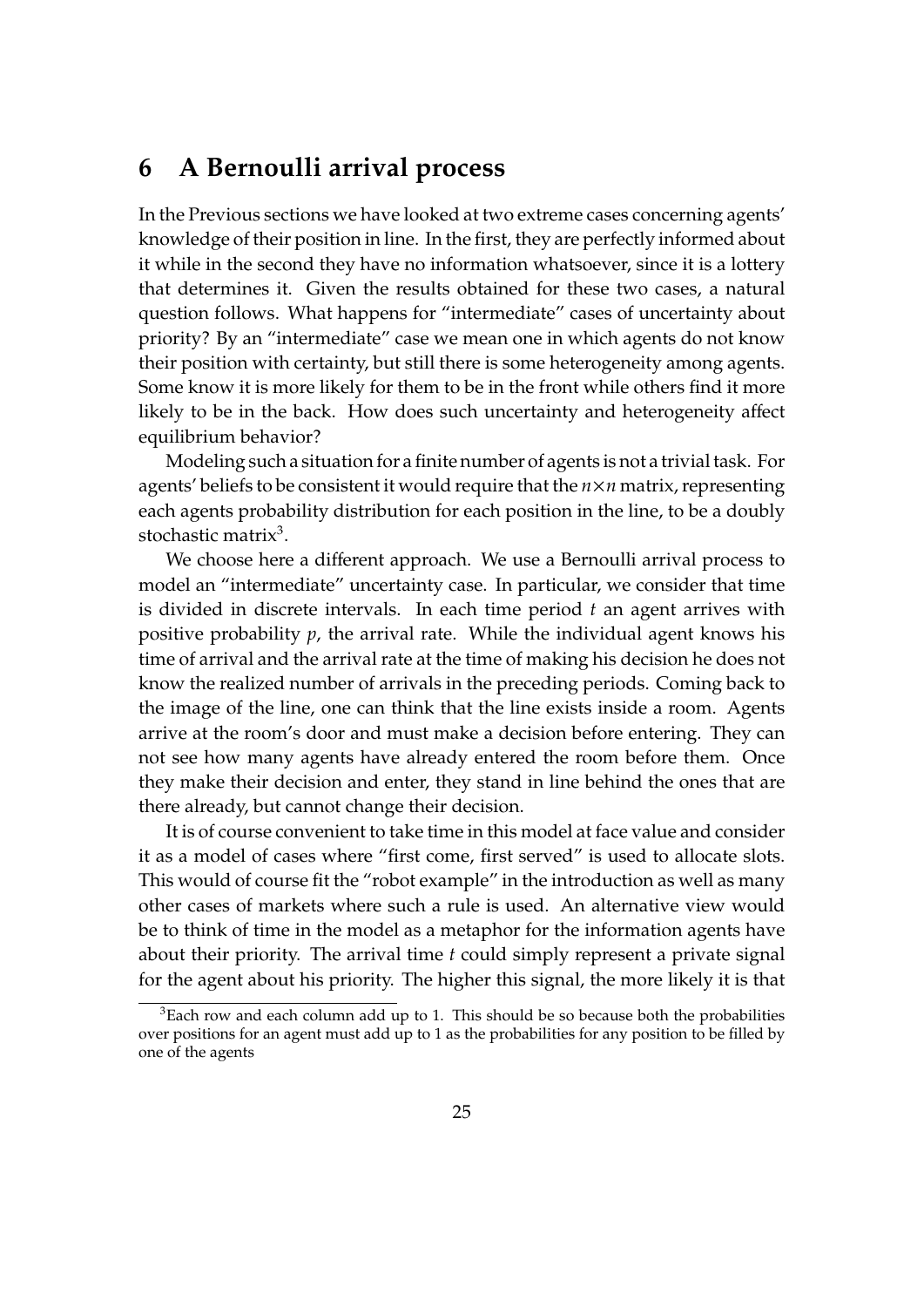# 6 A Bernoulli arrival process

In the Previous sections we have looked at two extreme cases concerning agents' knowledge of their position in line. In the first, they are perfectly informed about it while in the second they have no information whatsoever, since it is a lottery that determines it. Given the results obtained for these two cases, a natural question follows. What happens for "intermediate" cases of uncertainty about priority? By an "intermediate" case we mean one in which agents do not know their position with certainty, but still there is some heterogeneity among agents. Some know it is more likely for them to be in the front while others find it more likely to be in the back. How does such uncertainty and heterogeneity affect equilibrium behavior?

Modeling such a situation for a finite number of agents is not a trivial task. For agents' beliefs to be consistent it would require that the $n \times n$ matrix, representing each agents probability distribution for each position in the line, to be a doubly stochastic matrix[3].

We choose here a different approach. We use a Bernoulli arrival process to model an "intermediate" uncertainty case. In particular, we consider that time is divided in discrete intervals. In each time period $t$ an agent arrives with positive probability $p$, the arrival rate. While the individual agent knows his time of arrival and the arrival rate at the time of making his decision he does not know the realized number of arrivals in the preceding periods. Coming back to the image of the line, one can think that the line exists inside a room. Agents arrive at the room's door and must make a decision before entering. They can not see how many agents have already entered the room before them. Once they make their decision and enter, they stand in line behind the ones that are there already, but cannot change their decision.

It is of course convenient to take time in this model at face value and consider it as a model of cases where "first come, first served" is used to allocate slots. This would of course fit the "robot example" in the introduction as well as many other cases of markets where such a rule is used. An alternative view would be to think of time in the model as a metaphor for the information agents have about their priority. The arrival time $t$ could simply represent a private signal for the agent about his priority. The higher this signal, the more likely it is that

[3]Each row and each column add up to 1. This should be so because both the probabilities over positions for an agent must add up to 1 as the probabilities for any position to be filled by one of the agents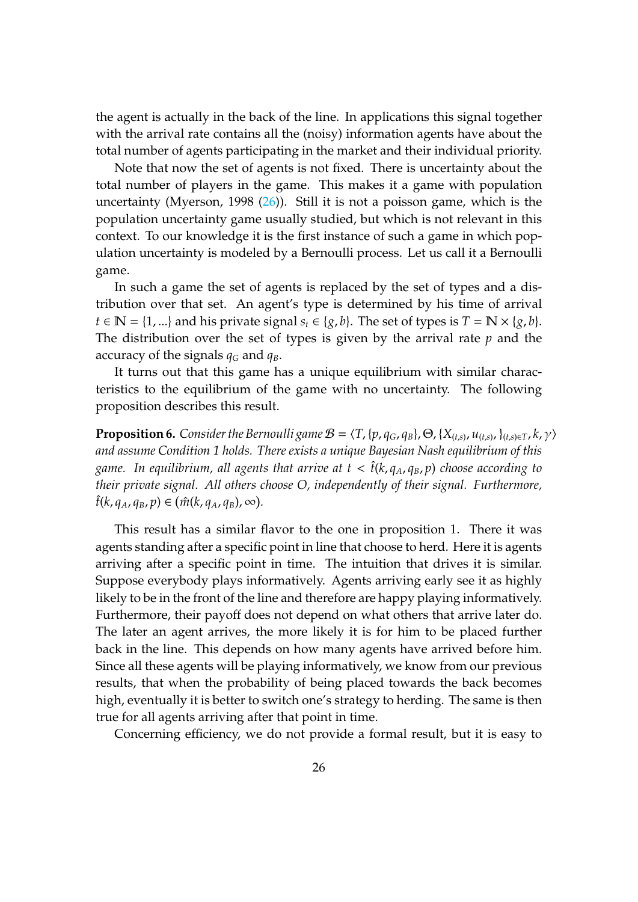the agent is actually in the back of the line. In applications this signal together with the arrival rate contains all the (noisy) information agents have about the total number of agents participating in the market and their individual priority.

Note that now the set of agents is not fixed. There is uncertainty about the total number of players in the game. This makes it a game with population uncertainty (Myerson, 1998 (26)). Still it is not a poisson game, which is the population uncertainty game usually studied, but which is not relevant in this context. To our knowledge it is the first instance of such a game in which population uncertainty is modeled by a Bernoulli process. Let us call it a Bernoulli game.

In such a game the set of agents is replaced by the set of types and a distribution over that set. An agent's type is determined by his time of arrival $t \in \mathbb{N} = \{1, ...\}$ and his private signal $s_t \in \{g, b\}$. The set of types is $T = \mathbb{N} \times \{g, b\}$. The distribution over the set of types is given by the arrival rate $p$ and the accuracy of the signals $q_G$ and $q_B$.

It turns out that this game has a unique equilibrium with similar characteristics to the equilibrium of the game with no uncertainty. The following proposition describes this result.

**Proposition 6.** *Consider the Bernoulli game* $\mathcal{B} = \langle T, \{p, q_G, q_B\}, \Theta, \{X_{(t,s)}, u_{(t,s)}, \}_{(t,s)\in T}, k, \gamma\rangle$ *and assume Condition 1 holds. There exists a unique Bayesian Nash equilibrium of this game. In equilibrium, all agents that arrive at* $t < \hat{t}(k, q_A, q_B, p)$ *choose according to their private signal. All others choose O, independently of their signal. Furthermore,* $\hat{t}(k, q_A, q_B, p) \in (\hat{m}(k, q_A, q_B), \infty)$*.*

This result has a similar flavor to the one in proposition 1. There it was agents standing after a specific point in line that choose to herd. Here it is agents arriving after a specific point in time. The intuition that drives it is similar. Suppose everybody plays informatively. Agents arriving early see it as highly likely to be in the front of the line and therefore are happy playing informatively. Furthermore, their payoff does not depend on what others that arrive later do. The later an agent arrives, the more likely it is for him to be placed further back in the line. This depends on how many agents have arrived before him. Since all these agents will be playing informatively, we know from our previous results, that when the probability of being placed towards the back becomes high, eventually it is better to switch one's strategy to herding. The same is then true for all agents arriving after that point in time.

Concerning efficiency, we do not provide a formal result, but it is easy to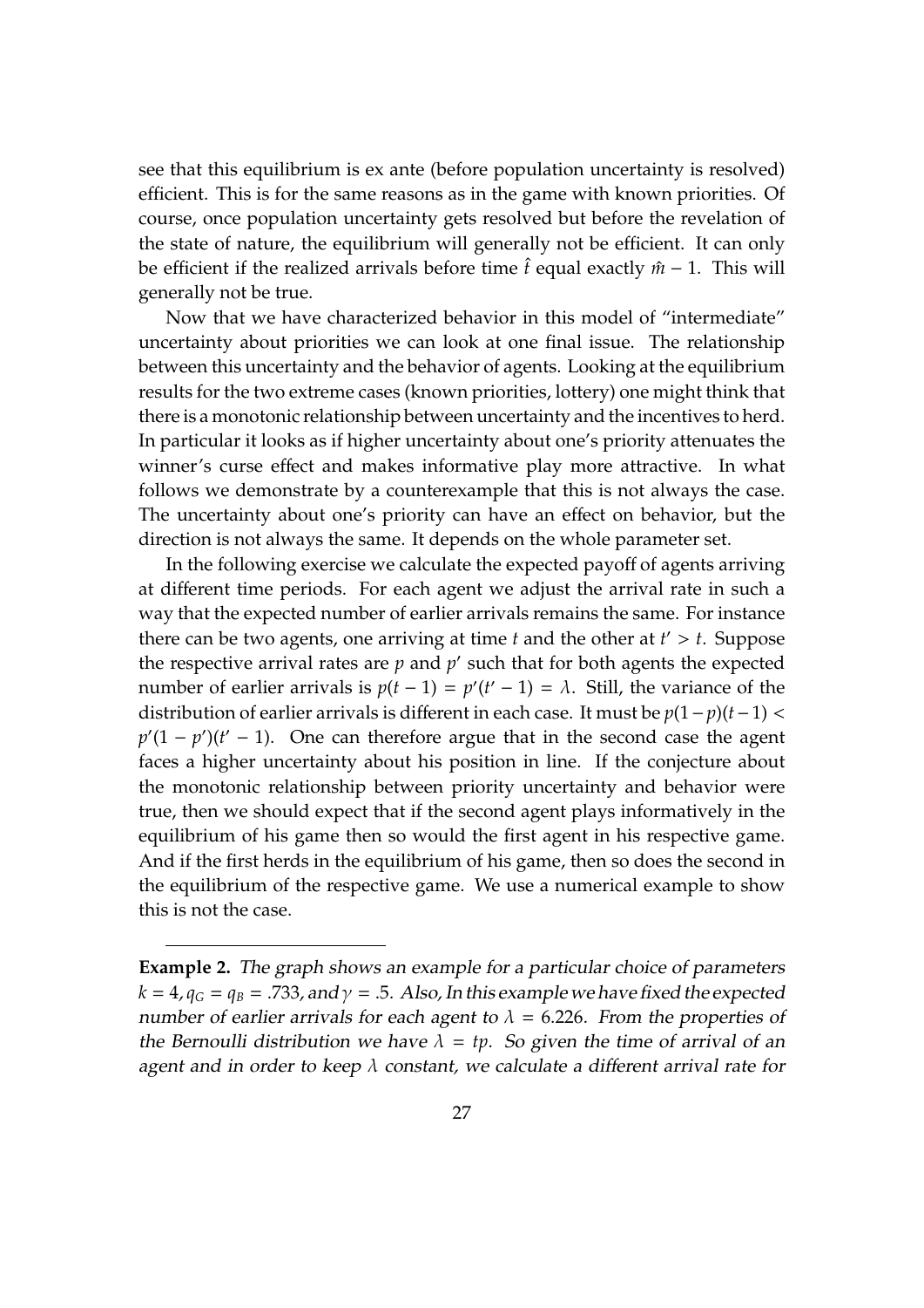see that this equilibrium is ex ante (before population uncertainty is resolved) efficient. This is for the same reasons as in the game with known priorities. Of course, once population uncertainty gets resolved but before the revelation of the state of nature, the equilibrium will generally not be efficient. It can only be efficient if the realized arrivals before time $\hat{t}$ equal exactly $\hat{m} - 1$. This will generally not be true.

Now that we have characterized behavior in this model of "intermediate" uncertainty about priorities we can look at one final issue. The relationship between this uncertainty and the behavior of agents. Looking at the equilibrium results for the two extreme cases (known priorities, lottery) one might think that there is a monotonic relationship between uncertainty and the incentives to herd. In particular it looks as if higher uncertainty about one's priority attenuates the winner's curse effect and makes informative play more attractive. In what follows we demonstrate by a counterexample that this is not always the case. The uncertainty about one's priority can have an effect on behavior, but the direction is not always the same. It depends on the whole parameter set.

In the following exercise we calculate the expected payoff of agents arriving at different time periods. For each agent we adjust the arrival rate in such a way that the expected number of earlier arrivals remains the same. For instance there can be two agents, one arriving at time $t$ and the other at $t' > t$. Suppose the respective arrival rates are $p$ and $p'$ such that for both agents the expected number of earlier arrivals is $p(t-1) = p'(t'-1) = \lambda$. Still, the variance of the distribution of earlier arrivals is different in each case. It must be $p(1-p)(t-1) < p'(1-p')(t'-1)$. One can therefore argue that in the second case the agent faces a higher uncertainty about his position in line. If the conjecture about the monotonic relationship between priority uncertainty and behavior were true, then we should expect that if the second agent plays informatively in the equilibrium of his game then so would the first agent in his respective game. And if the first herds in the equilibrium of his game, then so does the second in the equilibrium of the respective game. We use a numerical example to show this is not the case.

---

**Example 2.** *The graph shows an example for a particular choice of parameters $k = 4, q_G = q_B = .733$, and $\gamma = .5$. Also, In this example we have fixed the expected number of earlier arrivals for each agent to $\lambda = 6.226$. From the properties of the Bernoulli distribution we have $\lambda = tp$. So given the time of arrival of an agent and in order to keep $\lambda$ constant, we calculate a different arrival rate for*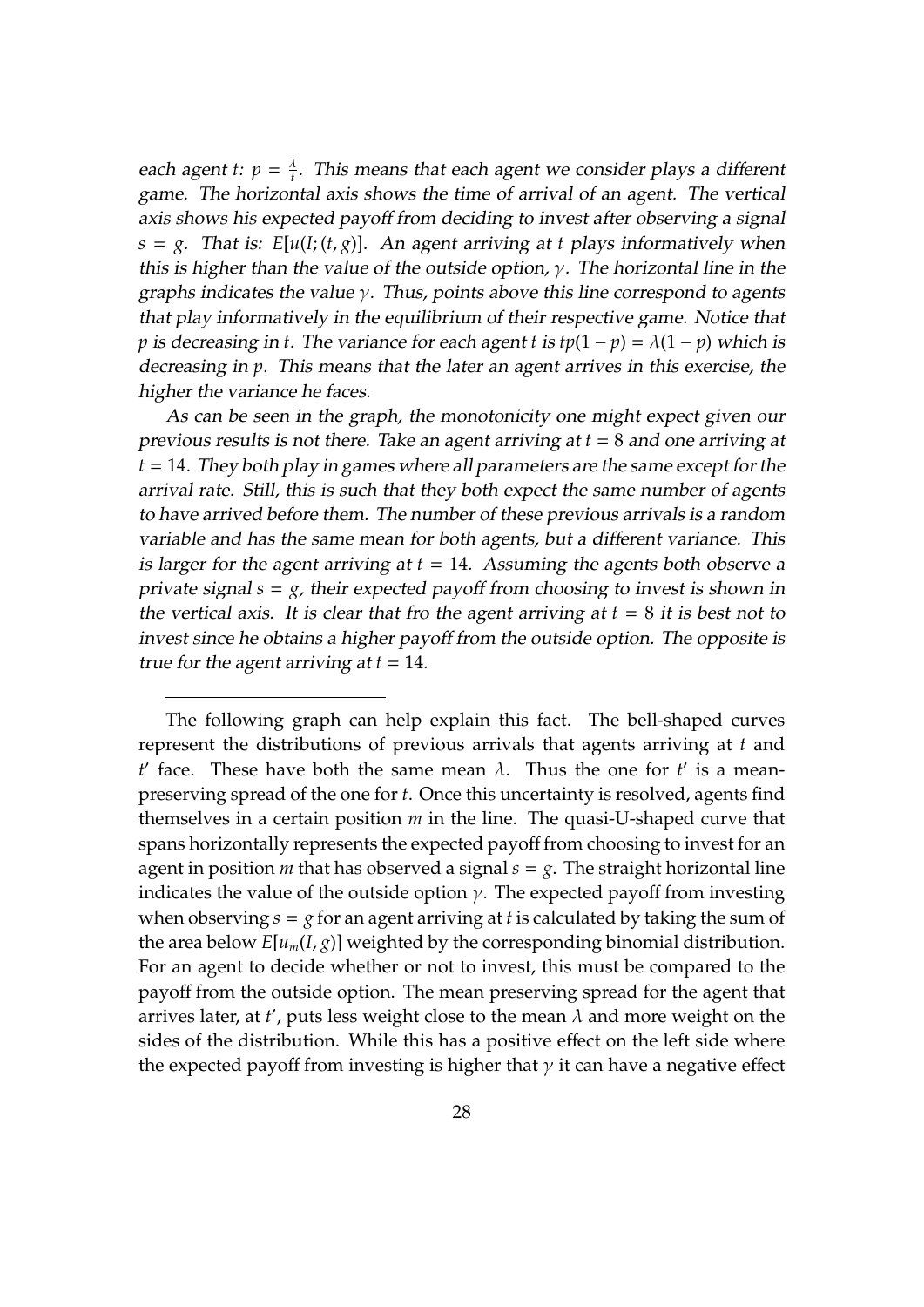*each agent $t$: $p = \frac{\lambda}{t}$. This means that each agent we consider plays a different game. The horizontal axis shows the time of arrival of an agent. The vertical axis shows his expected payoff from deciding to invest after observing a signal $s = g$. That is: $E[u(I; (t, g)]$. An agent arriving at $t$ plays informatively when this is higher than the value of the outside option, $\gamma$. The horizontal line in the graphs indicates the value $\gamma$. Thus, points above this line correspond to agents that play informatively in the equilibrium of their respective game. Notice that $p$ is decreasing in $t$. The variance for each agent $t$ is $tp(1-p) = \lambda(1-p)$ which is decreasing in $p$. This means that the later an agent arrives in this exercise, the higher the variance he faces.*

*As can be seen in the graph, the monotonicity one might expect given our previous results is not there. Take an agent arriving at $t = 8$ and one arriving at $t = 14$. They both play in games where all parameters are the same except for the arrival rate. Still, this is such that they both expect the same number of agents to have arrived before them. The number of these previous arrivals is a random variable and has the same mean for both agents, but a different variance. This is larger for the agent arriving at $t = 14$. Assuming the agents both observe a private signal $s = g$, their expected payoff from choosing to invest is shown in the vertical axis. It is clear that fro the agent arriving at $t = 8$ it is best not to invest since he obtains a higher payoff from the outside option. The opposite is true for the agent arriving at $t = 14$.*

---

The following graph can help explain this fact. The bell-shaped curves represent the distributions of previous arrivals that agents arriving at $t$ and $t'$ face. These have both the same mean $\lambda$. Thus the one for $t'$ is a mean-preserving spread of the one for $t$. Once this uncertainty is resolved, agents find themselves in a certain position $m$ in the line. The quasi-U-shaped curve that spans horizontally represents the expected payoff from choosing to invest for an agent in position $m$ that has observed a signal $s = g$. The straight horizontal line indicates the value of the outside option $\gamma$. The expected payoff from investing when observing $s = g$ for an agent arriving at $t$ is calculated by taking the sum of the area below $E[u_m(I, g)]$ weighted by the corresponding binomial distribution. For an agent to decide whether or not to invest, this must be compared to the payoff from the outside option. The mean preserving spread for the agent that arrives later, at $t'$, puts less weight close to the mean $\lambda$ and more weight on the sides of the distribution. While this has a positive effect on the left side where the expected payoff from investing is higher that $\gamma$ it can have a negative effect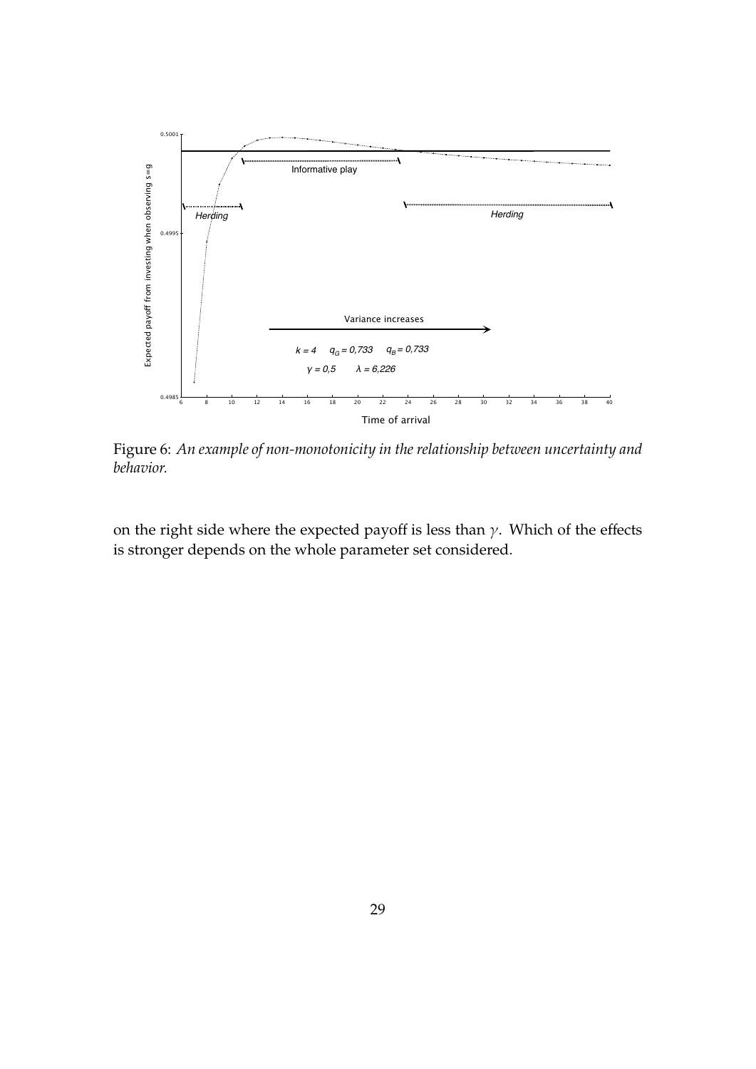0.5001

0.4995

0.4985

Expected payoff from investing when observing s=g

Informative play

Herding

Herding

Variance increases

$k = 4$ $q_G = 0{,}733$ $q_B = 0{,}733$

$\gamma = 0{,}5$ $\lambda = 6{,}226$

6 8 10 12 14 16 18 20 22 24 26 28 30 32 34 36 38 40

Time of arrival

Figure 6: *An example of non-monotonicity in the relationship between uncertainty and behavior.*

on the right side where the expected payoff is less than $\gamma$. Which of the effects is stronger depends on the whole parameter set considered.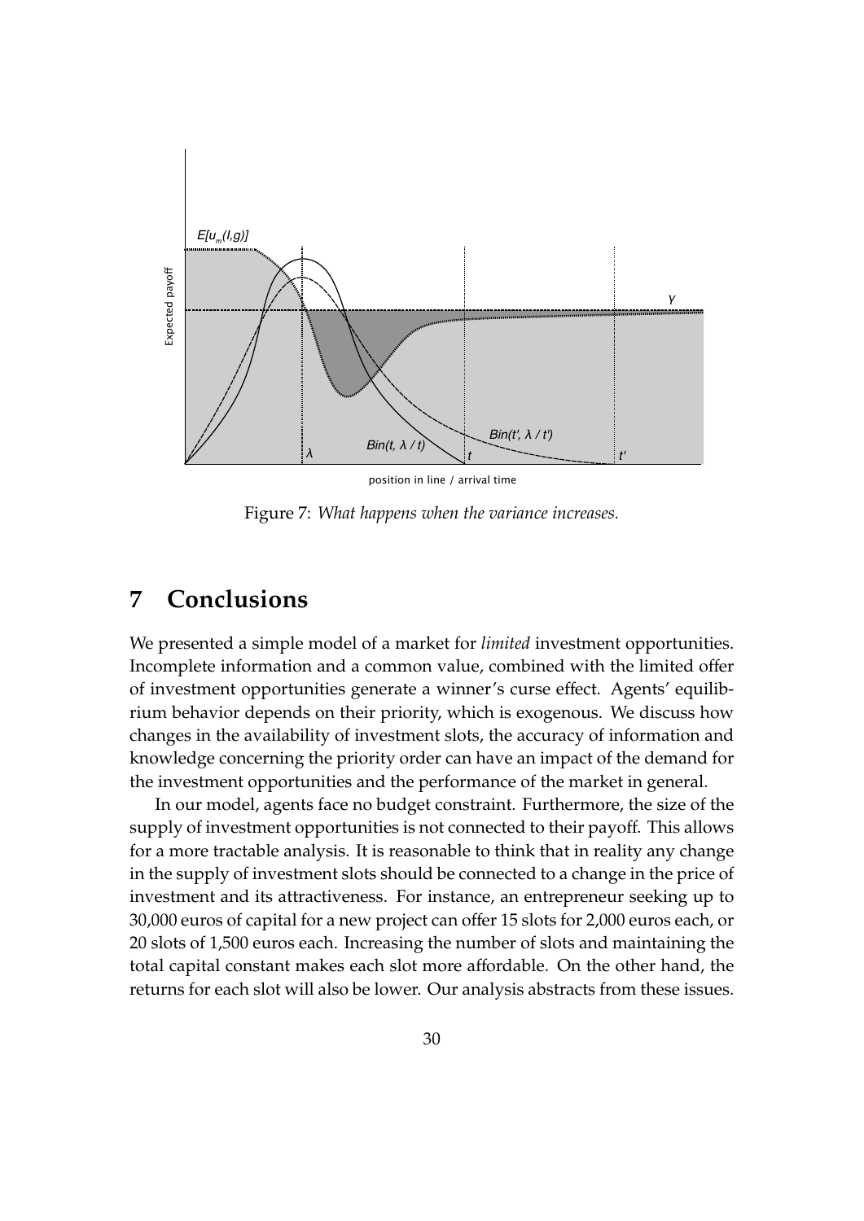$E[u_m(l,g)]$

Expected payoff

$\gamma$

$Bin(t', \lambda / t')$

$Bin(t, \lambda / t)$

$\lambda$

$t$

$t'$

position in line / arrival time

Figure 7: *What happens when the variance increases.*

# 7 Conclusions

We presented a simple model of a market for *limited* investment opportunities. Incomplete information and a common value, combined with the limited offer of investment opportunities generate a winner's curse effect. Agents' equilibrium behavior depends on their priority, which is exogenous. We discuss how changes in the availability of investment slots, the accuracy of information and knowledge concerning the priority order can have an impact of the demand for the investment opportunities and the performance of the market in general.

In our model, agents face no budget constraint. Furthermore, the size of the supply of investment opportunities is not connected to their payoff. This allows for a more tractable analysis. It is reasonable to think that in reality any change in the supply of investment slots should be connected to a change in the price of investment and its attractiveness. For instance, an entrepreneur seeking up to 30,000 euros of capital for a new project can offer 15 slots for 2,000 euros each, or 20 slots of 1,500 euros each. Increasing the number of slots and maintaining the total capital constant makes each slot more affordable. On the other hand, the returns for each slot will also be lower. Our analysis abstracts from these issues.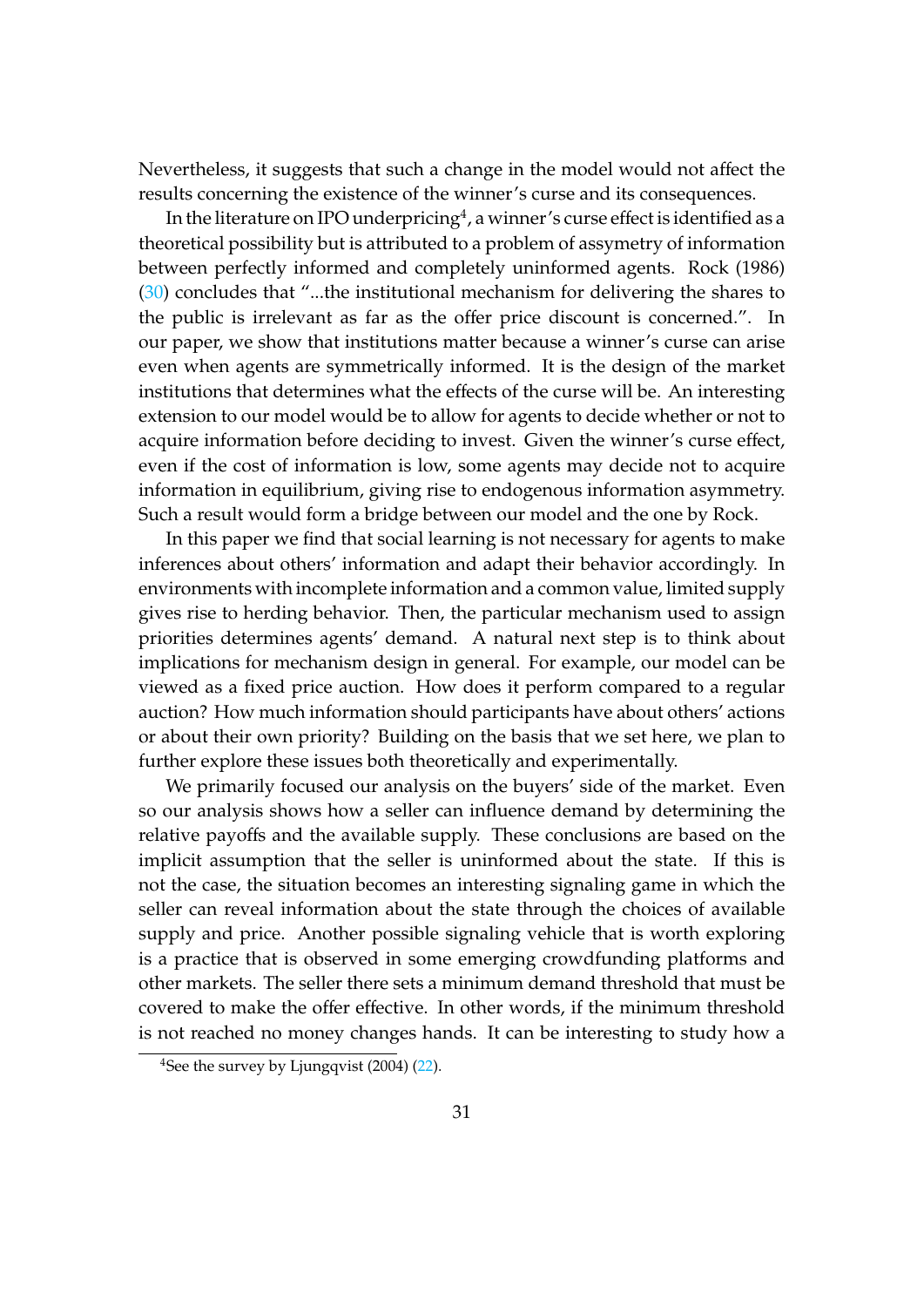Nevertheless, it suggests that such a change in the model would not affect the results concerning the existence of the winner's curse and its consequences.

In the literature on IPO underpricing[4], a winner's curse effect is identified as a theoretical possibility but is attributed to a problem of assymetry of information between perfectly informed and completely uninformed agents. Rock (1986) (30) concludes that "...the institutional mechanism for delivering the shares to the public is irrelevant as far as the offer price discount is concerned.". In our paper, we show that institutions matter because a winner's curse can arise even when agents are symmetrically informed. It is the design of the market institutions that determines what the effects of the curse will be. An interesting extension to our model would be to allow for agents to decide whether or not to acquire information before deciding to invest. Given the winner's curse effect, even if the cost of information is low, some agents may decide not to acquire information in equilibrium, giving rise to endogenous information asymmetry. Such a result would form a bridge between our model and the one by Rock.

In this paper we find that social learning is not necessary for agents to make inferences about others' information and adapt their behavior accordingly. In environments with incomplete information and a common value, limited supply gives rise to herding behavior. Then, the particular mechanism used to assign priorities determines agents' demand. A natural next step is to think about implications for mechanism design in general. For example, our model can be viewed as a fixed price auction. How does it perform compared to a regular auction? How much information should participants have about others' actions or about their own priority? Building on the basis that we set here, we plan to further explore these issues both theoretically and experimentally.

We primarily focused our analysis on the buyers' side of the market. Even so our analysis shows how a seller can influence demand by determining the relative payoffs and the available supply. These conclusions are based on the implicit assumption that the seller is uninformed about the state. If this is not the case, the situation becomes an interesting signaling game in which the seller can reveal information about the state through the choices of available supply and price. Another possible signaling vehicle that is worth exploring is a practice that is observed in some emerging crowdfunding platforms and other markets. The seller there sets a minimum demand threshold that must be covered to make the offer effective. In other words, if the minimum threshold is not reached no money changes hands. It can be interesting to study how a

[4]See the survey by Ljungqvist (2004) (22).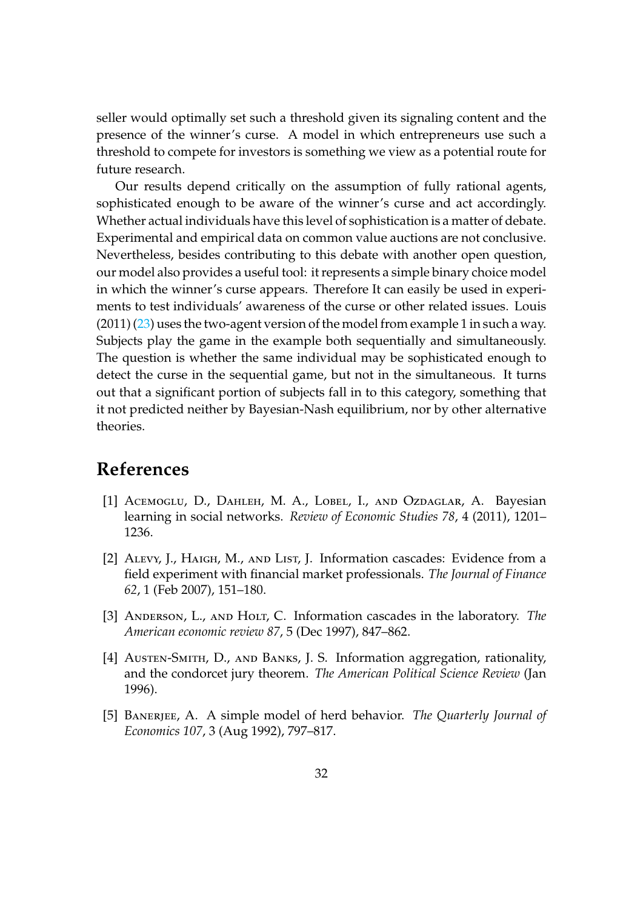seller would optimally set such a threshold given its signaling content and the presence of the winner's curse. A model in which entrepreneurs use such a threshold to compete for investors is something we view as a potential route for future research.

Our results depend critically on the assumption of fully rational agents, sophisticated enough to be aware of the winner's curse and act accordingly. Whether actual individuals have this level of sophistication is a matter of debate. Experimental and empirical data on common value auctions are not conclusive. Nevertheless, besides contributing to this debate with another open question, our model also provides a useful tool: it represents a simple binary choice model in which the winner's curse appears. Therefore It can easily be used in experiments to test individuals' awareness of the curse or other related issues. Louis (2011) (23) uses the two-agent version of the model from example 1 in such a way. Subjects play the game in the example both sequentially and simultaneously. The question is whether the same individual may be sophisticated enough to detect the curse in the sequential game, but not in the simultaneous. It turns out that a significant portion of subjects fall in to this category, something that it not predicted neither by Bayesian-Nash equilibrium, nor by other alternative theories.

# References

[1] Acemoglu, D., Dahleh, M. A., Lobel, I., and Ozdaglar, A. Bayesian learning in social networks. *Review of Economic Studies 78*, 4 (2011), 1201–1236.

[2] Alevy, J., Haigh, M., and List, J. Information cascades: Evidence from a field experiment with financial market professionals. *The Journal of Finance 62*, 1 (Feb 2007), 151–180.

[3] Anderson, L., and Holt, C. Information cascades in the laboratory. *The American economic review 87*, 5 (Dec 1997), 847–862.

[4] Austen-Smith, D., and Banks, J. S. Information aggregation, rationality, and the condorcet jury theorem. *The American Political Science Review* (Jan 1996).

[5] Banerjee, A. A simple model of herd behavior. *The Quarterly Journal of Economics 107*, 3 (Aug 1992), 797–817.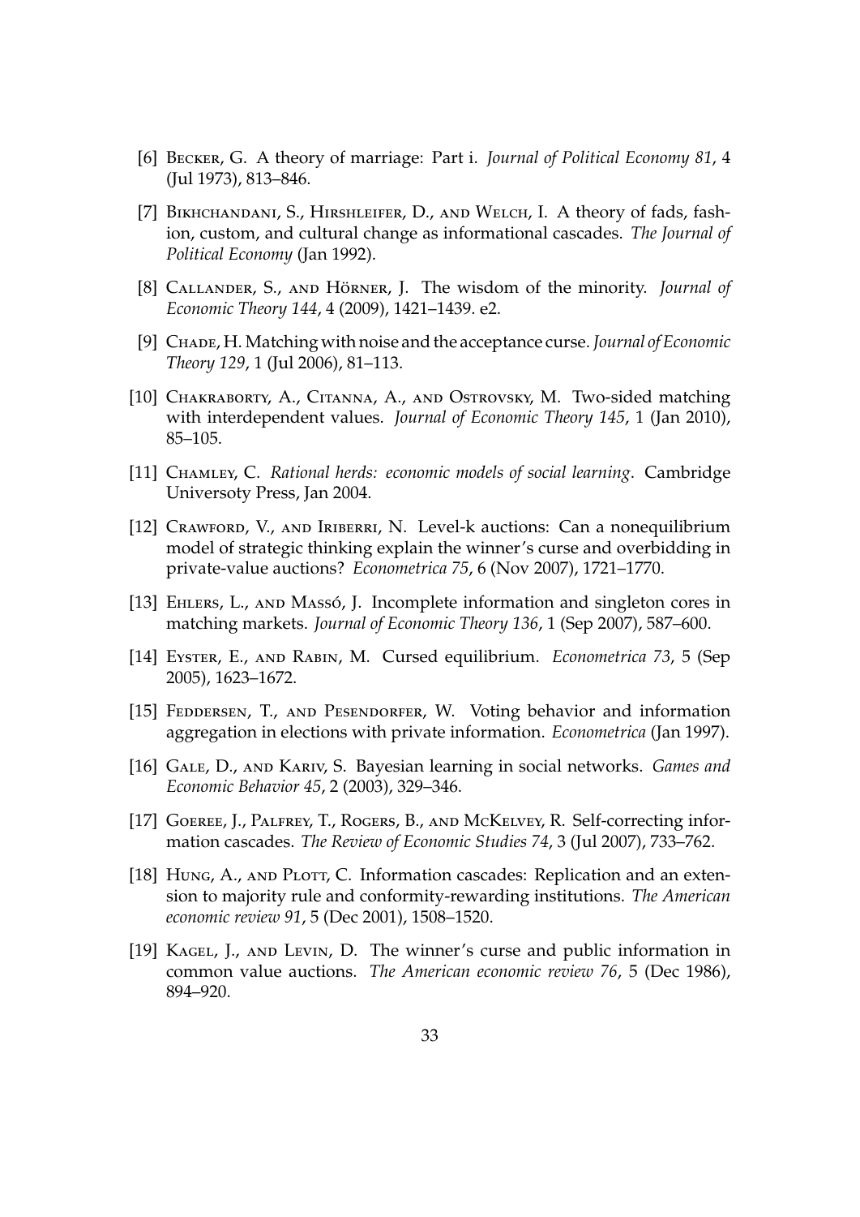[6] Becker, G. A theory of marriage: Part i. *Journal of Political Economy 81*, 4 (Jul 1973), 813–846.

[7] Bikhchandani, S., Hirshleifer, D., and Welch, I. A theory of fads, fashion, custom, and cultural change as informational cascades. *The Journal of Political Economy* (Jan 1992).

[8] Callander, S., and Hörner, J. The wisdom of the minority. *Journal of Economic Theory 144*, 4 (2009), 1421–1439. e2.

[9] Chade, H. Matching with noise and the acceptance curse. *Journal of Economic Theory 129*, 1 (Jul 2006), 81–113.

[10] Chakraborty, A., Citanna, A., and Ostrovsky, M. Two-sided matching with interdependent values. *Journal of Economic Theory 145*, 1 (Jan 2010), 85–105.

[11] Chamley, C. *Rational herds: economic models of social learning*. Cambridge Universoty Press, Jan 2004.

[12] Crawford, V., and Iriberri, N. Level-k auctions: Can a nonequilibrium model of strategic thinking explain the winner's curse and overbidding in private-value auctions? *Econometrica 75*, 6 (Nov 2007), 1721–1770.

[13] Ehlers, L., and Massó, J. Incomplete information and singleton cores in matching markets. *Journal of Economic Theory 136*, 1 (Sep 2007), 587–600.

[14] Eyster, E., and Rabin, M. Cursed equilibrium. *Econometrica 73*, 5 (Sep 2005), 1623–1672.

[15] Feddersen, T., and Pesendorfer, W. Voting behavior and information aggregation in elections with private information. *Econometrica* (Jan 1997).

[16] Gale, D., and Kariv, S. Bayesian learning in social networks. *Games and Economic Behavior 45*, 2 (2003), 329–346.

[17] Goeree, J., Palfrey, T., Rogers, B., and McKelvey, R. Self-correcting information cascades. *The Review of Economic Studies 74*, 3 (Jul 2007), 733–762.

[18] Hung, A., and Plott, C. Information cascades: Replication and an extension to majority rule and conformity-rewarding institutions. *The American economic review 91*, 5 (Dec 2001), 1508–1520.

[19] Kagel, J., and Levin, D. The winner's curse and public information in common value auctions. *The American economic review 76*, 5 (Dec 1986), 894–920.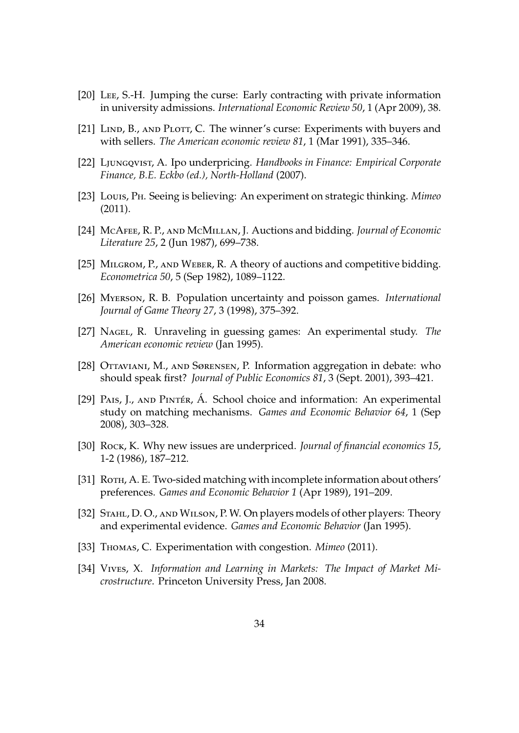[20] Lee, S.-H. Jumping the curse: Early contracting with private information in university admissions. *International Economic Review 50*, 1 (Apr 2009), 38.

[21] Lind, B., and Plott, C. The winner's curse: Experiments with buyers and with sellers. *The American economic review 81*, 1 (Mar 1991), 335–346.

[22] Ljungqvist, A. Ipo underpricing. *Handbooks in Finance: Empirical Corporate Finance, B.E. Eckbo (ed.), North-Holland* (2007).

[23] Louis, Ph. Seeing is believing: An experiment on strategic thinking. *Mimeo* (2011).

[24] McAfee, R. P., and McMillan, J. Auctions and bidding. *Journal of Economic Literature 25*, 2 (Jun 1987), 699–738.

[25] Milgrom, P., and Weber, R. A theory of auctions and competitive bidding. *Econometrica 50*, 5 (Sep 1982), 1089–1122.

[26] Myerson, R. B. Population uncertainty and poisson games. *International Journal of Game Theory 27*, 3 (1998), 375–392.

[27] Nagel, R. Unraveling in guessing games: An experimental study. *The American economic review* (Jan 1995).

[28] Ottaviani, M., and Sørensen, P. Information aggregation in debate: who should speak first? *Journal of Public Economics 81*, 3 (Sept. 2001), 393–421.

[29] Pais, J., and Pintér, Á. School choice and information: An experimental study on matching mechanisms. *Games and Economic Behavior 64*, 1 (Sep 2008), 303–328.

[30] Rock, K. Why new issues are underpriced. *Journal of financial economics 15*, 1-2 (1986), 187–212.

[31] Roth, A. E. Two-sided matching with incomplete information about others' preferences. *Games and Economic Behavior 1* (Apr 1989), 191–209.

[32] Stahl, D. O., and Wilson, P. W. On players models of other players: Theory and experimental evidence. *Games and Economic Behavior* (Jan 1995).

[33] Thomas, C. Experimentation with congestion. *Mimeo* (2011).

[34] Vives, X. *Information and Learning in Markets: The Impact of Market Microstructure*. Princeton University Press, Jan 2008.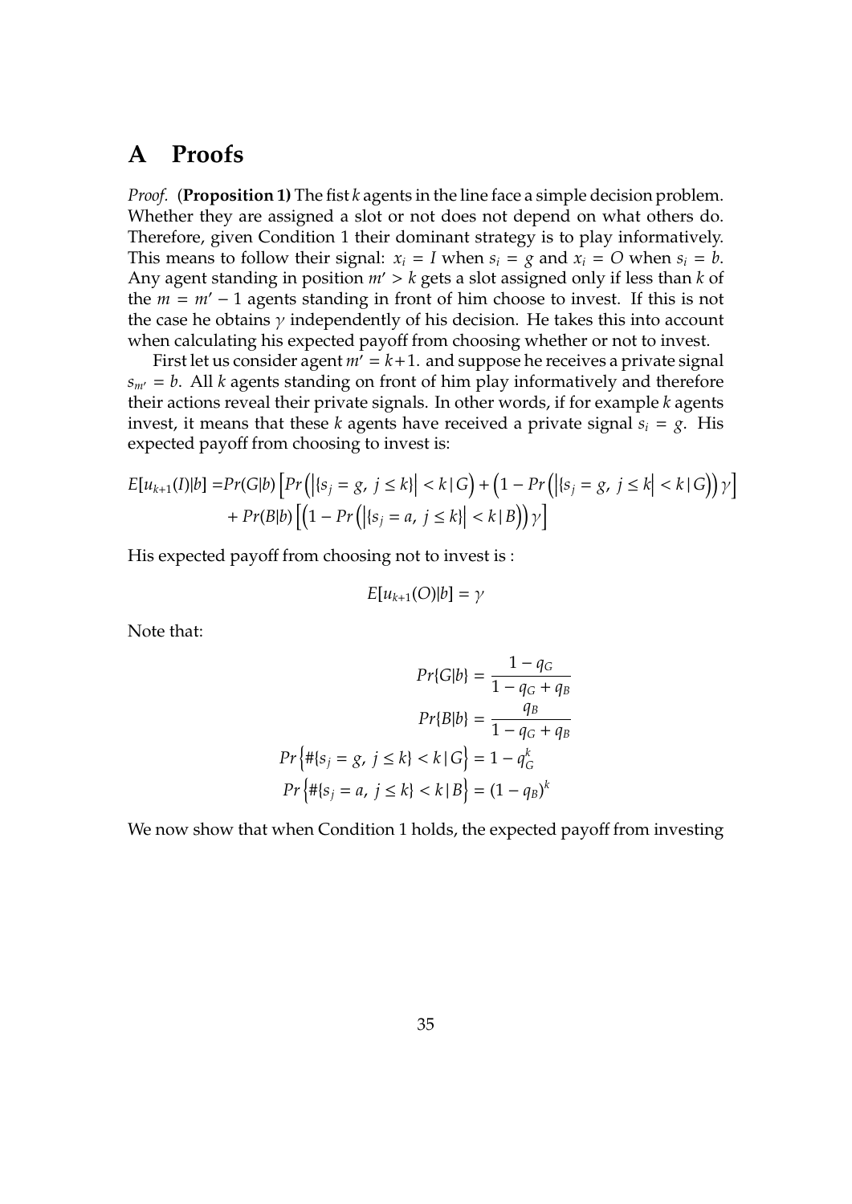# A Proofs

*Proof.* (**Proposition 1)** The fist $k$ agents in the line face a simple decision problem. Whether they are assigned a slot or not does not depend on what others do. Therefore, given Condition 1 their dominant strategy is to play informatively. This means to follow their signal: $x_i = I$ when $s_i = g$ and $x_i = O$ when $s_i = b$. Any agent standing in position $m' > k$ gets a slot assigned only if less than $k$ of the $m = m' - 1$ agents standing in front of him choose to invest. If this is not the case he obtains $\gamma$ independently of his decision. He takes this into account when calculating his expected payoff from choosing whether or not to invest.

First let us consider agent $m' = k+1$. and suppose he receives a private signal $s_{m'} = b$. All $k$ agents standing on front of him play informatively and therefore their actions reveal their private signals. In other words, if for example $k$ agents invest, it means that these $k$ agents have received a private signal $s_i = g$. His expected payoff from choosing to invest is:

$$
\begin{aligned}
E[u_{k+1}(I)|b] =& Pr(G|b)\left[Pr\left(\left|\{s_j = g,\ j \leq k\}\right| < k\,|\,G\right) + \left(1 - Pr\left(\left|\{s_j = g,\ j \leq k\right| < k\,|\,G\right)\right)\gamma\right] \\
&+ Pr(B|b)\left[\left(1 - Pr\left(\left|\{s_j = a,\ j \leq k\}\right| < k\,|\,B\right)\right)\gamma\right]
\end{aligned}
$$

His expected payoff from choosing not to invest is :

$$
E[u_{k+1}(O)|b] = \gamma
$$

Note that:

$$
\begin{aligned}
Pr\{G|b\} &= \frac{1 - q_G}{1 - q_G + q_B} \\
Pr\{B|b\} &= \frac{q_B}{1 - q_G + q_B} \\
Pr\left\{\#\{s_j = g,\ j \leq k\} < k\,|\,G\right\} &= 1 - q_G^k \\
Pr\left\{\#\{s_j = a,\ j \leq k\} < k\,|\,B\right\} &= (1 - q_B)^k
\end{aligned}
$$

We now show that when Condition 1 holds, the expected payoff from investing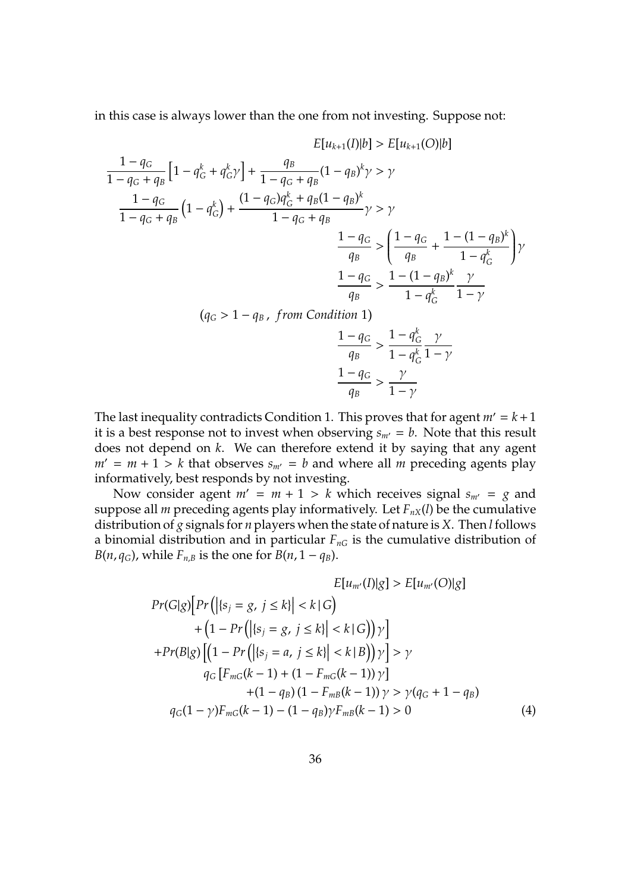in this case is always lower than the one from not investing. Suppose not:

$$
\begin{aligned}
E[u_{k+1}(I)|b] &> E[u_{k+1}(O)|b] \\
\frac{1-q_G}{1-q_G+q_B}\left[1-q_G^k+q_G^k\gamma\right]+\frac{q_B}{1-q_G+q_B}(1-q_B)^k\gamma &> \gamma \\
\frac{1-q_G}{1-q_G+q_B}\left(1-q_G^k\right)+\frac{(1-q_G)q_G^k+q_B(1-q_B)^k}{1-q_G+q_B}\gamma &> \gamma \\
\frac{1-q_G}{q_B} &> \left(\frac{1-q_G}{q_B}+\frac{1-(1-q_B)^k}{1-q_G^k}\right)\gamma \\
\frac{1-q_G}{q_B} &> \frac{1-(1-q_B)^k}{1-q_G^k}\frac{\gamma}{1-\gamma} \\
(q_G > 1-q_B\,,\ \textit{from Condition } 1) & \\
\frac{1-q_G}{q_B} &> \frac{1-q_G^k}{1-q_G^k}\frac{\gamma}{1-\gamma} \\
\frac{1-q_G}{q_B} &> \frac{\gamma}{1-\gamma}
\end{aligned}
$$

The last inequality contradicts Condition 1. This proves that for agent $m' = k+1$ it is a best response not to invest when observing $s_{m'} = b$. Note that this result does not depend on $k$. We can therefore extend it by saying that any agent $m' = m+1 > k$ that observes $s_{m'} = b$ and where all $m$ preceding agents play informatively, best responds by not investing.

Now consider agent $m' = m+1 > k$ which receives signal $s_{m'} = g$ and suppose all $m$ preceding agents play informatively. Let $F_{nX}(l)$ be the cumulative distribution of $g$ signals for $n$ players when the state of nature is $X$. Then $l$ follows a binomial distribution and in particular $F_{nG}$ is the cumulative distribution of $B(n, q_G)$, while $F_{n,B}$ is the one for $B(n, 1-q_B)$.

$$
\begin{aligned}
E[u_{m'}(I)|g] &> E[u_{m'}(O)|g] \\
Pr(G|g)\Big[Pr\left(\left|\{s_j = g,\ j \le k\}\right| < k \,|\, G\right) & \\
+\left(1-Pr\left(\left|\{s_j = g,\ j \le k\}\right| < k \,|\, G\right)\right)\gamma\Big] & \\
+Pr(B|g)\left[\left(1-Pr\left(\left|\{s_j = a,\ j \le k\}\right| < k \,|\, B\right)\right)\gamma\right] &> \gamma \\
q_G\left[F_{mG}(k-1)+(1-F_{mG}(k-1))\gamma\right] & \\
+(1-q_B)\left(1-F_{mB}(k-1)\right)\gamma &> \gamma(q_G+1-q_B) \\
q_G(1-\gamma)F_{mG}(k-1)-(1-q_B)\gamma F_{mB}(k-1) &> 0 \qquad (4)
\end{aligned}
$$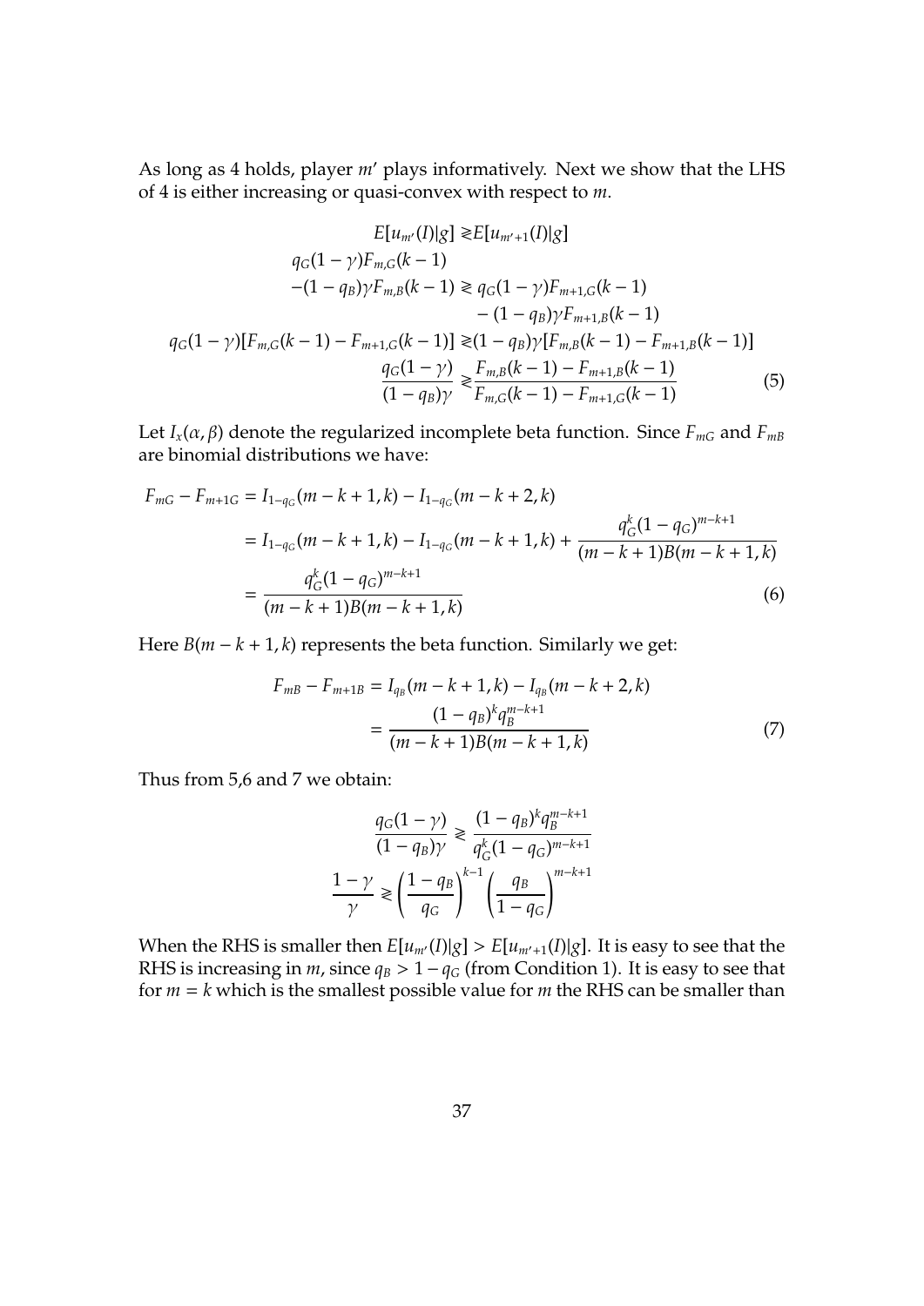As long as 4 holds, player $m'$ plays informatively. Next we show that the LHS of 4 is either increasing or quasi-convex with respect to $m$.

$$
\begin{aligned}
E[u_{m'}(I)|g] &\gtrless E[u_{m'+1}(I)|g] \\
q_G(1-\gamma)F_{m,G}(k-1) & \\
-(1-q_B)\gamma F_{m,B}(k-1) &\gtrless q_G(1-\gamma)F_{m+1,G}(k-1) \\
&\quad -(1-q_B)\gamma F_{m+1,B}(k-1) \\
q_G(1-\gamma)[F_{m,G}(k-1) - F_{m+1,G}(k-1)] &\gtrless (1-q_B)\gamma[F_{m,B}(k-1) - F_{m+1,B}(k-1)] \\
\frac{q_G(1-\gamma)}{(1-q_B)\gamma} &\gtrless \frac{F_{m,B}(k-1) - F_{m+1,B}(k-1)}{F_{m,G}(k-1) - F_{m+1,G}(k-1)} \qquad (5)
\end{aligned}
$$

Let $I_x(\alpha, \beta)$ denote the regularized incomplete beta function. Since $F_{mG}$ and $F_{mB}$ are binomial distributions we have:

$$
\begin{aligned}
F_{mG} - F_{m+1G} &= I_{1-q_G}(m-k+1,k) - I_{1-q_G}(m-k+2,k) \\
&= I_{1-q_G}(m-k+1,k) - I_{1-q_G}(m-k+1,k) + \frac{q_G^k(1-q_G)^{m-k+1}}{(m-k+1)B(m-k+1,k)} \\
&= \frac{q_G^k(1-q_G)^{m-k+1}}{(m-k+1)B(m-k+1,k)} \qquad (6)
\end{aligned}
$$

Here $B(m-k+1,k)$ represents the beta function. Similarly we get:

$$
\begin{aligned}
F_{mB} - F_{m+1B} &= I_{q_B}(m-k+1,k) - I_{q_B}(m-k+2,k) \\
&= \frac{(1-q_B)^k q_B^{m-k+1}}{(m-k+1)B(m-k+1,k)} \qquad (7)
\end{aligned}
$$

Thus from 5,6 and 7 we obtain:

$$
\begin{aligned}
\frac{q_G(1-\gamma)}{(1-q_B)\gamma} &\gtrless \frac{(1-q_B)^k q_B^{m-k+1}}{q_G^k(1-q_G)^{m-k+1}} \\
\frac{1-\gamma}{\gamma} &\gtrless \left(\frac{1-q_B}{q_G}\right)^{k-1}\left(\frac{q_B}{1-q_G}\right)^{m-k+1}
\end{aligned}
$$

When the RHS is smaller then $E[u_{m'}(I)|g] > E[u_{m'+1}(I)|g]$. It is easy to see that the RHS is increasing in $m$, since $q_B > 1-q_G$ (from Condition 1). It is easy to see that for $m = k$ which is the smallest possible value for $m$ the RHS can be smaller than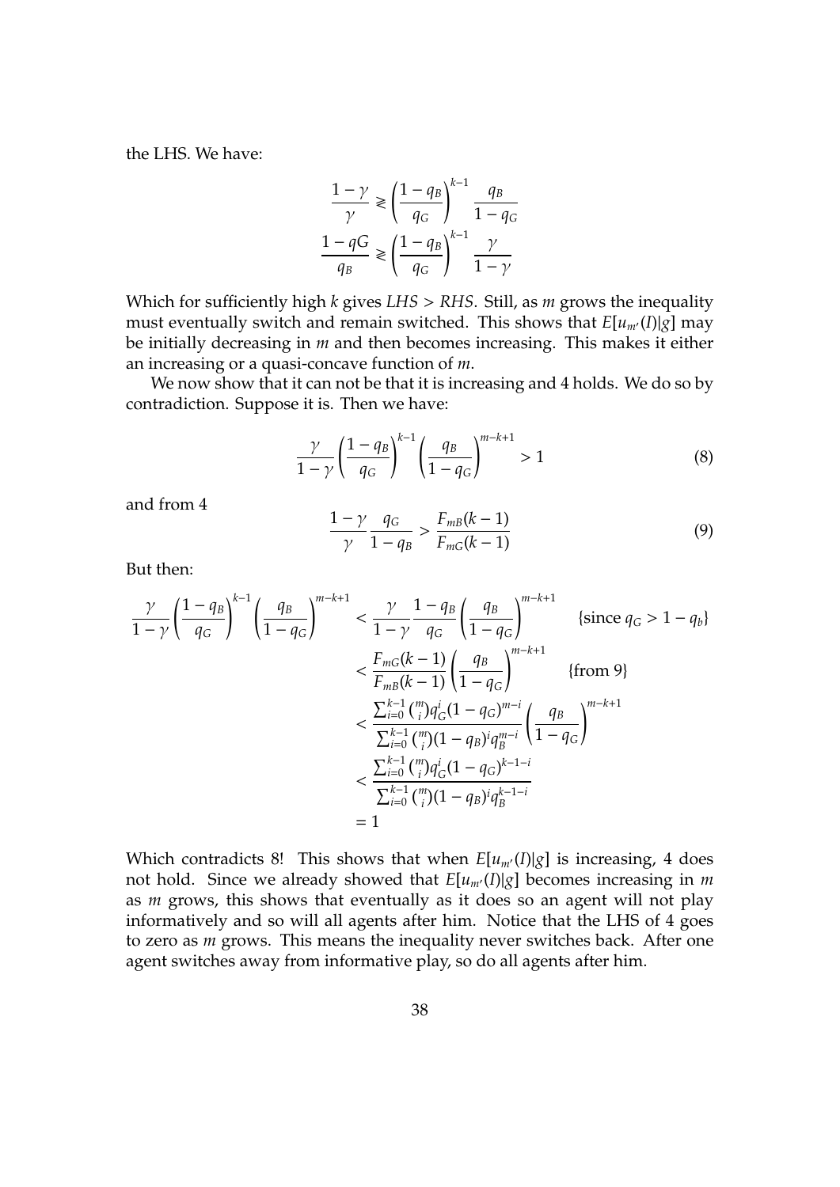the LHS. We have:

$$\frac{1-\gamma}{\gamma} \gtrless \left(\frac{1-q_B}{q_G}\right)^{k-1} \frac{q_B}{1-q_G}$$

$$\frac{1-qG}{q_B} \gtrless \left(\frac{1-q_B}{q_G}\right)^{k-1} \frac{\gamma}{1-\gamma}$$

Which for sufficiently high $k$ gives $LHS > RHS$. Still, as $m$ grows the inequality must eventually switch and remain switched. This shows that $E[u_{m'}(I)|g]$ may be initially decreasing in $m$ and then becomes increasing. This makes it either an increasing or a quasi-concave function of $m$.

We now show that it can not be that it is increasing and 4 holds. We do so by contradiction. Suppose it is. Then we have:

$$\frac{\gamma}{1-\gamma}\left(\frac{1-q_B}{q_G}\right)^{k-1}\left(\frac{q_B}{1-q_G}\right)^{m-k+1} > 1 \tag{8}$$

and from 4

$$\frac{1-\gamma}{\gamma}\frac{q_G}{1-q_B} > \frac{F_{mB}(k-1)}{F_{mG}(k-1)} \tag{9}$$

But then:

$$\begin{aligned}
\frac{\gamma}{1-\gamma}\left(\frac{1-q_B}{q_G}\right)^{k-1}\left(\frac{q_B}{1-q_G}\right)^{m-k+1} &< \frac{\gamma}{1-\gamma}\frac{1-q_B}{q_G}\left(\frac{q_B}{1-q_G}\right)^{m-k+1} \qquad \{\text{since } q_G > 1-q_b\} \\
&< \frac{F_{mG}(k-1)}{F_{mB}(k-1)}\left(\frac{q_B}{1-q_G}\right)^{m-k+1} \qquad \{\text{from 9}\} \\
&< \frac{\sum_{i=0}^{k-1}\binom{m}{i}q_G^i(1-q_G)^{m-i}}{\sum_{i=0}^{k-1}\binom{m}{i}(1-q_B)^i q_B^{m-i}}\left(\frac{q_B}{1-q_G}\right)^{m-k+1} \\
&< \frac{\sum_{i=0}^{k-1}\binom{m}{i}q_G^i(1-q_G)^{k-1-i}}{\sum_{i=0}^{k-1}\binom{m}{i}(1-q_B)^i q_B^{k-1-i}} \\
&= 1
\end{aligned}$$

Which contradicts 8! This shows that when $E[u_{m'}(I)|g]$ is increasing, 4 does not hold. Since we already showed that $E[u_{m'}(I)|g]$ becomes increasing in $m$ as $m$ grows, this shows that eventually as it does so an agent will not play informatively and so will all agents after him. Notice that the LHS of 4 goes to zero as $m$ grows. This means the inequality never switches back. After one agent switches away from informative play, so do all agents after him.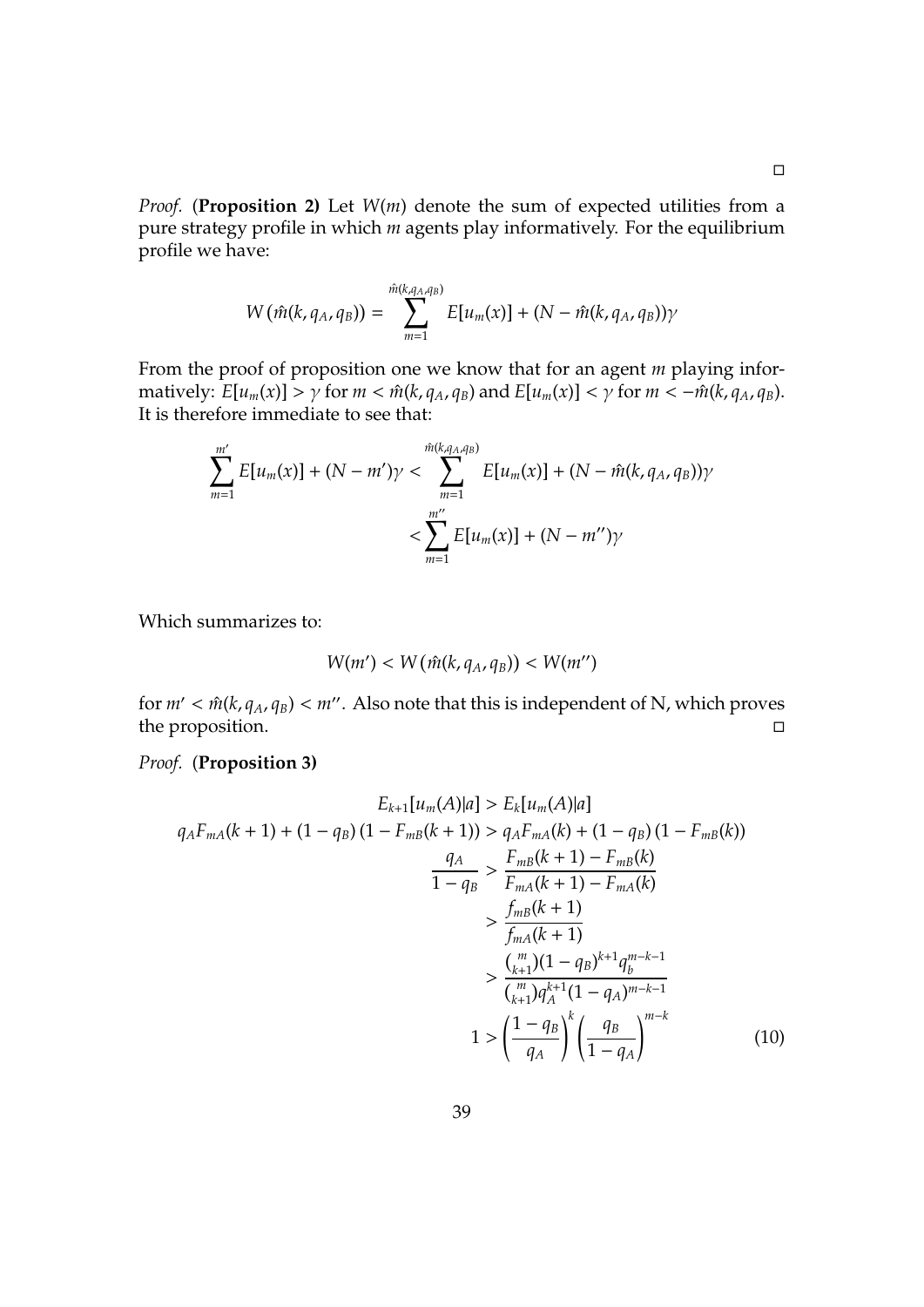□

*Proof.* (**Proposition 2**) Let $W(m)$ denote the sum of expected utilities from a pure strategy profile in which $m$ agents play informatively. For the equilibrium profile we have:

$$W(\hat{m}(k, q_A, q_B)) = \sum_{m=1}^{\hat{m}(k,q_A,q_B)} E[u_m(x)] + (N - \hat{m}(k, q_A, q_B))\gamma$$

From the proof of proposition one we know that for an agent $m$ playing informatively: $E[u_m(x)] > \gamma$ for $m < \hat{m}(k, q_A, q_B)$ and $E[u_m(x)] < \gamma$ for $m < -\hat{m}(k, q_A, q_B)$. It is therefore immediate to see that:

$$\begin{aligned}
\sum_{m=1}^{m'} E[u_m(x)] + (N - m')\gamma &< \sum_{m=1}^{\hat{m}(k,q_A,q_B)} E[u_m(x)] + (N - \hat{m}(k, q_A, q_B))\gamma \\
&< \sum_{m=1}^{m''} E[u_m(x)] + (N - m'')\gamma
\end{aligned}$$

Which summarizes to:

$$W(m') < W(\hat{m}(k, q_A, q_B)) < W(m'')$$

for $m' < \hat{m}(k, q_A, q_B) < m''$. Also note that this is independent of N, which proves the proposition. □

*Proof.* (**Proposition 3**)

$$\begin{aligned}
E_{k+1}[u_m(A)|a] &> E_k[u_m(A)|a] \\
q_A F_{mA}(k+1) + (1 - q_B)(1 - F_{mB}(k+1)) &> q_A F_{mA}(k) + (1 - q_B)(1 - F_{mB}(k)) \\
\frac{q_A}{1 - q_B} &> \frac{F_{mB}(k+1) - F_{mB}(k)}{F_{mA}(k+1) - F_{mA}(k)} \\
&> \frac{f_{mB}(k+1)}{f_{mA}(k+1)} \\
&> \frac{\binom{m}{k+1}(1 - q_B)^{k+1} q_b^{m-k-1}}{\binom{m}{k+1} q_A^{k+1}(1 - q_A)^{m-k-1}} \\
1 &> \left(\frac{1 - q_B}{q_A}\right)^k \left(\frac{q_B}{1 - q_A}\right)^{m-k}
\end{aligned} \tag{10}$$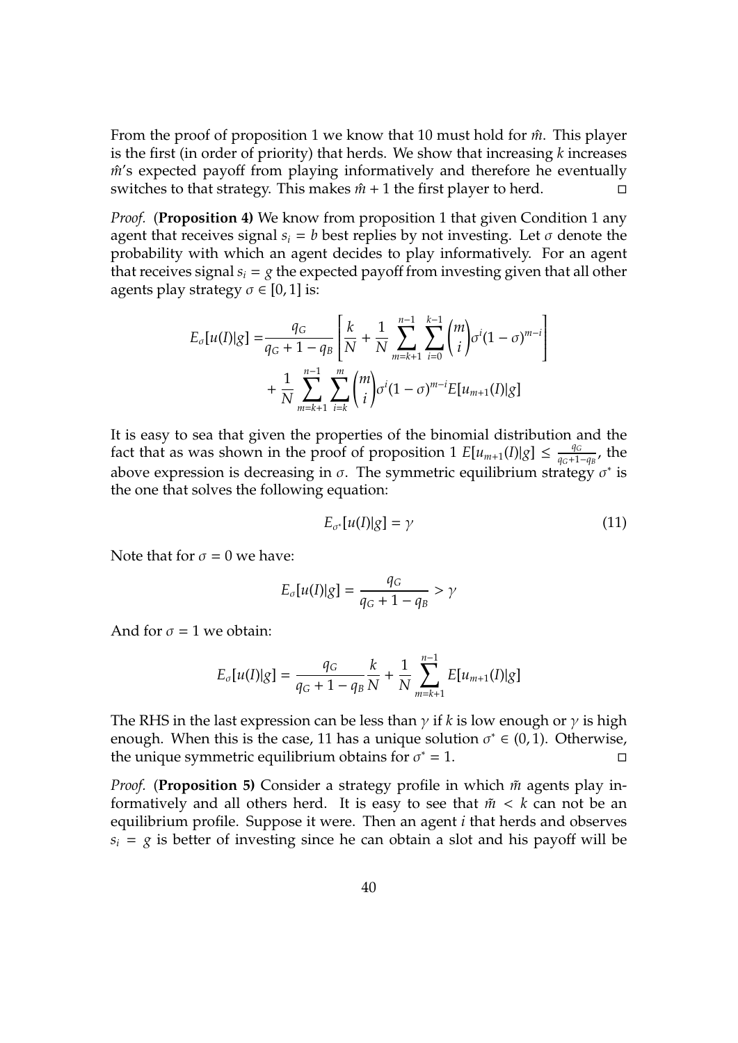From the proof of proposition 1 we know that 10 must hold for $\hat{m}$. This player is the first (in order of priority) that herds. We show that increasing $k$ increases $\hat{m}$'s expected payoff from playing informatively and therefore he eventually switches to that strategy. This makes $\hat{m}+1$ the first player to herd. □

*Proof.* (**Proposition 4**) We know from proposition 1 that given Condition 1 any agent that receives signal $s_i = b$ best replies by not investing. Let $\sigma$ denote the probability with which an agent decides to play informatively. For an agent that receives signal $s_i = g$ the expected payoff from investing given that all other agents play strategy $\sigma \in [0,1]$ is:

$$
\begin{aligned}
E_\sigma[u(I)|g] = & \frac{q_G}{q_G + 1 - q_B}\left[\frac{k}{N} + \frac{1}{N}\sum_{m=k+1}^{n-1}\sum_{i=0}^{k-1}\binom{m}{i}\sigma^i(1-\sigma)^{m-i}\right] \\
& + \frac{1}{N}\sum_{m=k+1}^{n-1}\sum_{i=k}^{m}\binom{m}{i}\sigma^i(1-\sigma)^{m-i}E[u_{m+1}(I)|g]
\end{aligned}
$$

It is easy to sea that given the properties of the binomial distribution and the fact that as was shown in the proof of proposition 1 $E[u_{m+1}(I)|g] \leq \frac{q_G}{q_G+1-q_B}$, the above expression is decreasing in $\sigma$. The symmetric equilibrium strategy $\sigma^*$ is the one that solves the following equation:

$$
E_{\sigma^*}[u(I)|g] = \gamma \tag{11}
$$

Note that for $\sigma = 0$ we have:

$$
E_\sigma[u(I)|g] = \frac{q_G}{q_G + 1 - q_B} > \gamma
$$

And for $\sigma = 1$ we obtain:

$$
E_\sigma[u(I)|g] = \frac{q_G}{q_G + 1 - q_B}\frac{k}{N} + \frac{1}{N}\sum_{m=k+1}^{n-1}E[u_{m+1}(I)|g]
$$

The RHS in the last expression can be less than $\gamma$ if $k$ is low enough or $\gamma$ is high enough. When this is the case, 11 has a unique solution $\sigma^* \in (0,1)$. Otherwise, the unique symmetric equilibrium obtains for $\sigma^* = 1$. □

*Proof.* (**Proposition 5**) Consider a strategy profile in which $\tilde{m}$ agents play informatively and all others herd. It is easy to see that $\tilde{m} < k$ can not be an equilibrium profile. Suppose it were. Then an agent $i$ that herds and observes $s_i = g$ is better of investing since he can obtain a slot and his payoff will be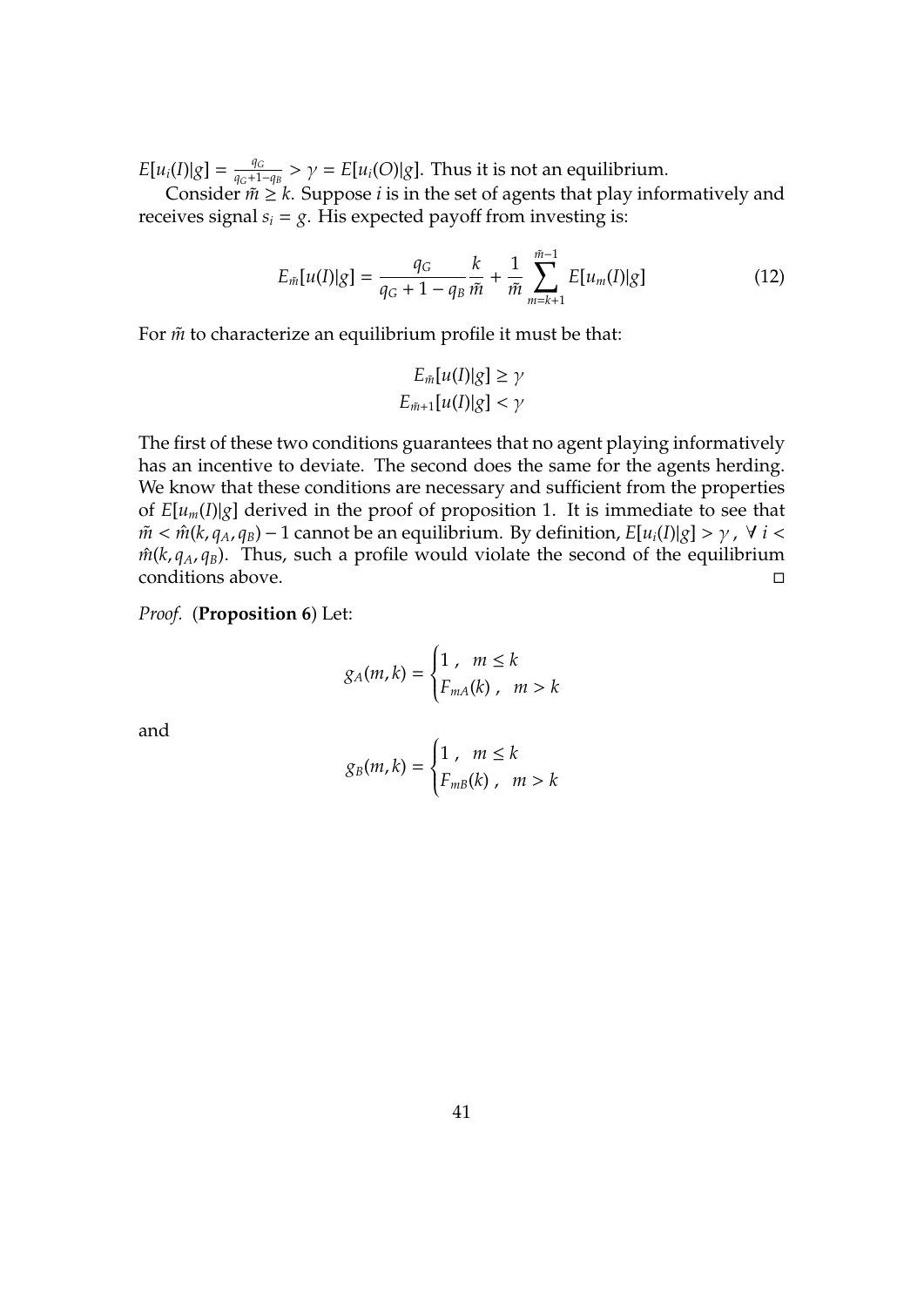$E[u_i(I)|g] = \frac{q_G}{q_G+1-q_B} > \gamma = E[u_i(O)|g]$. Thus it is not an equilibrium.

Consider $\tilde{m} \geq k$. Suppose $i$ is in the set of agents that play informatively and receives signal $s_i = g$. His expected payoff from investing is:

$$E_{\tilde{m}}[u(I)|g] = \frac{q_G}{q_G + 1 - q_B} \frac{k}{\tilde{m}} + \frac{1}{\tilde{m}} \sum_{m=k+1}^{\tilde{m}-1} E[u_m(I)|g] \tag{12}$$

For $\tilde{m}$ to characterize an equilibrium profile it must be that:

$$E_{\tilde{m}}[u(I)|g] \geq \gamma$$
$$E_{\tilde{m}+1}[u(I)|g] < \gamma$$

The first of these two conditions guarantees that no agent playing informatively has an incentive to deviate. The second does the same for the agents herding. We know that these conditions are necessary and sufficient from the properties of $E[u_m(I)|g]$ derived in the proof of proposition 1. It is immediate to see that $\tilde{m} < \hat{m}(k, q_A, q_B) - 1$ cannot be an equilibrium. By definition, $E[u_i(I)|g] > \gamma$ , $\forall\ i < \hat{m}(k, q_A, q_B)$. Thus, such a profile would violate the second of the equilibrium conditions above. □

*Proof.* (**Proposition 6**) Let:

$$g_A(m,k) = \begin{cases} 1\ , & m \leq k \\ F_{mA}(k)\ , & m > k \end{cases}$$

and

$$g_B(m,k) = \begin{cases} 1\ , & m \leq k \\ F_{mB}(k)\ , & m > k \end{cases}$$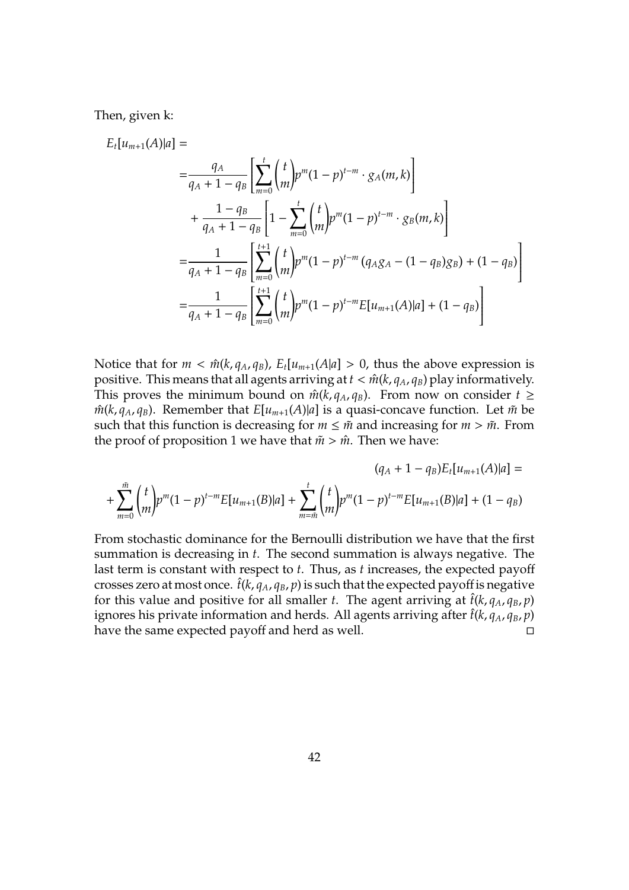Then, given k:

$$
\begin{aligned}
E_t[u_{m+1}(A)|a] = & \\
= & \frac{q_A}{q_A + 1 - q_B} \left[ \sum_{m=0}^{t} \binom{t}{m} p^m (1-p)^{t-m} \cdot g_A(m,k) \right] \\
& + \frac{1 - q_B}{q_A + 1 - q_B} \left[ 1 - \sum_{m=0}^{t} \binom{t}{m} p^m (1-p)^{t-m} \cdot g_B(m,k) \right] \\
= & \frac{1}{q_A + 1 - q_B} \left[ \sum_{m=0}^{t+1} \binom{t}{m} p^m (1-p)^{t-m} \left( q_A g_A - (1-q_B) g_B \right) + (1 - q_B) \right] \\
= & \frac{1}{q_A + 1 - q_B} \left[ \sum_{m=0}^{t+1} \binom{t}{m} p^m (1-p)^{t-m} E[u_{m+1}(A)|a] + (1 - q_B) \right]
\end{aligned}
$$

Notice that for $m < \hat{m}(k, q_A, q_B)$, $E_t[u_{m+1}(A|a] > 0$, thus the above expression is positive. This means that all agents arriving at $t < \hat{m}(k, q_A, q_B)$ play informatively. This proves the minimum bound on $\hat{m}(k, q_A, q_B)$. From now on consider $t \geq \hat{m}(k, q_A, q_B)$. Remember that $E[u_{m+1}(A)|a]$ is a quasi-concave function. Let $\tilde{m}$ be such that this function is decreasing for $m \leq \tilde{m}$ and increasing for $m > \tilde{m}$. From the proof of proposition 1 we have that $\tilde{m} > \hat{m}$. Then we have:

$$
(q_A + 1 - q_B) E_t[u_{m+1}(A)|a] =
$$

$$
+ \sum_{m=0}^{\tilde{m}} \binom{t}{m} p^m (1-p)^{t-m} E[u_{m+1}(B)|a] + \sum_{m=\tilde{m}}^{t} \binom{t}{m} p^m (1-p)^{t-m} E[u_{m+1}(B)|a] + (1 - q_B)
$$

From stochastic dominance for the Bernoulli distribution we have that the first summation is decreasing in $t$. The second summation is always negative. The last term is constant with respect to $t$. Thus, as $t$ increases, the expected payoff crosses zero at most once. $\hat{t}(k, q_A, q_B, p)$ is such that the expected payoff is negative for this value and positive for all smaller $t$. The agent arriving at $\hat{t}(k, q_A, q_B, p)$ ignores his private information and herds. All agents arriving after $\hat{t}(k, q_A, q_B, p)$ have the same expected payoff and herd as well. □